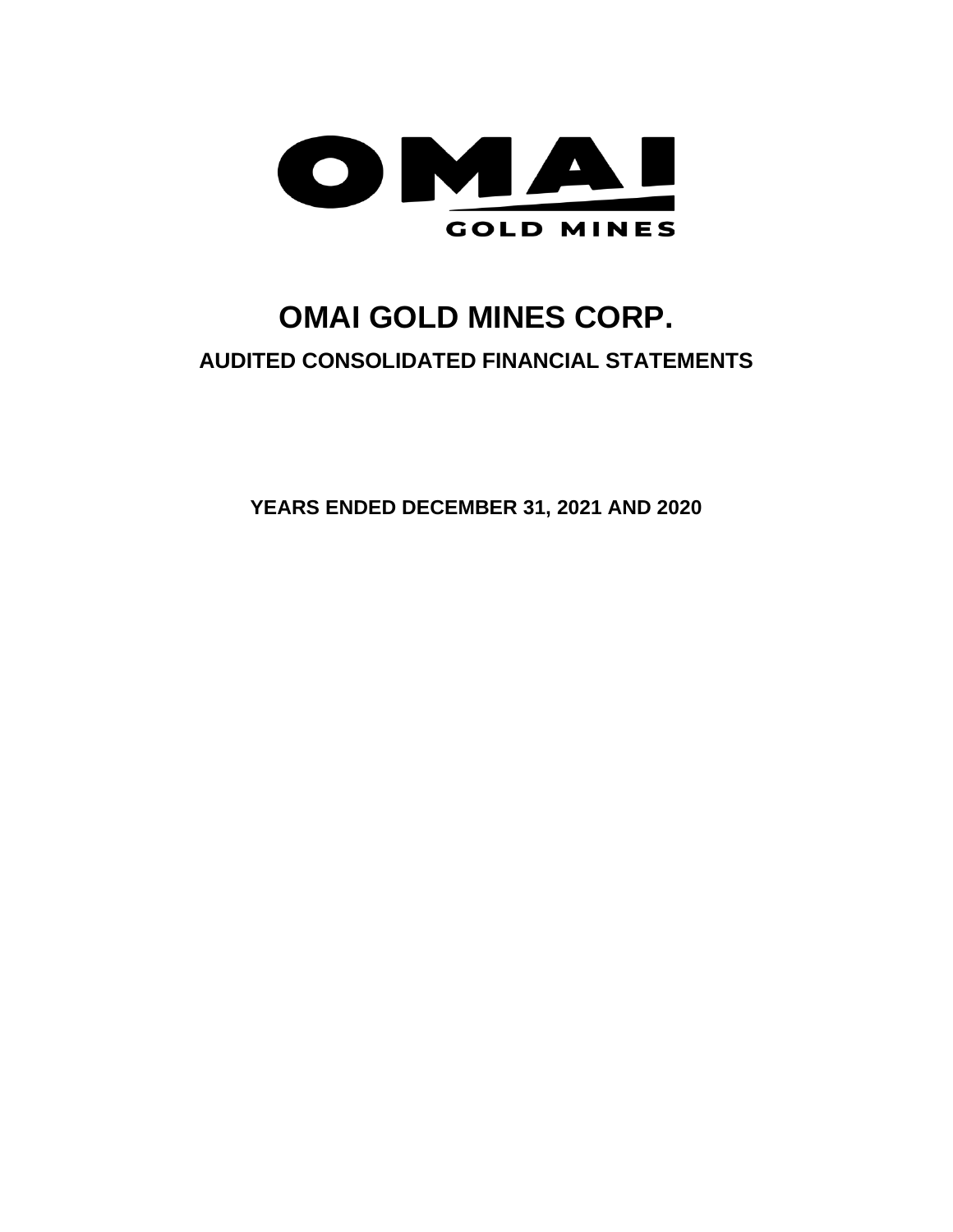OMAI

GOLD MINES

# OMAI GOLD MINES CORP.

## AUDITED CONSOLIDATED FINANCIAL STATEMENTS

**YEARS ENDED DECEMBER 31, 2021 AND 2020**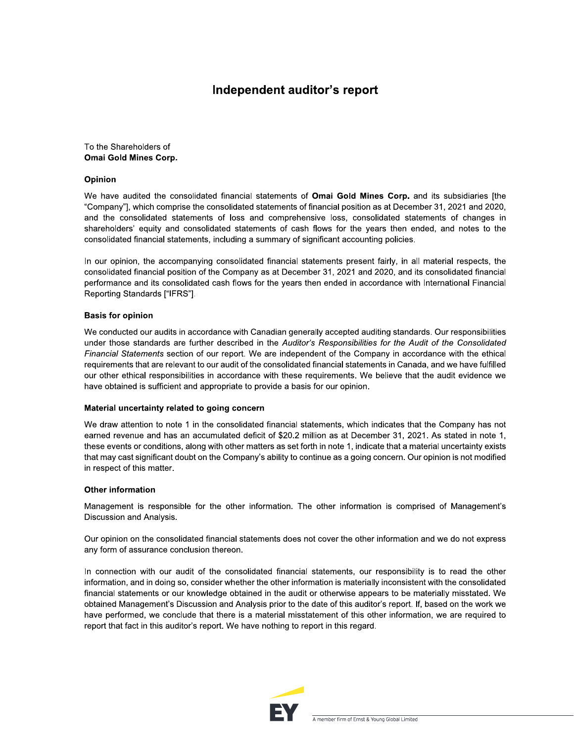# Independent auditor's report

To the Shareholders of
**Omai Gold Mines Corp.**

### Opinion

We have audited the consolidated financial statements of **Omai Gold Mines Corp.** and its subsidiaries [the "Company"], which comprise the consolidated statements of financial position as at December 31, 2021 and 2020, and the consolidated statements of loss and comprehensive loss, consolidated statements of changes in shareholders' equity and consolidated statements of cash flows for the years then ended, and notes to the consolidated financial statements, including a summary of significant accounting policies.

In our opinion, the accompanying consolidated financial statements present fairly, in all material respects, the consolidated financial position of the Company as at December 31, 2021 and 2020, and its consolidated financial performance and its consolidated cash flows for the years then ended in accordance with International Financial Reporting Standards ["IFRS"].

### Basis for opinion

We conducted our audits in accordance with Canadian generally accepted auditing standards. Our responsibilities under those standards are further described in the *Auditor's Responsibilities for the Audit of the Consolidated Financial Statements* section of our report. We are independent of the Company in accordance with the ethical requirements that are relevant to our audit of the consolidated financial statements in Canada, and we have fulfilled our other ethical responsibilities in accordance with these requirements. We believe that the audit evidence we have obtained is sufficient and appropriate to provide a basis for our opinion.

### Material uncertainty related to going concern

We draw attention to note 1 in the consolidated financial statements, which indicates that the Company has not earned revenue and has an accumulated deficit of $20.2 million as at December 31, 2021. As stated in note 1, these events or conditions, along with other matters as set forth in note 1, indicate that a material uncertainty exists that may cast significant doubt on the Company's ability to continue as a going concern. Our opinion is not modified in respect of this matter.

### Other information

Management is responsible for the other information. The other information is comprised of Management's Discussion and Analysis.

Our opinion on the consolidated financial statements does not cover the other information and we do not express any form of assurance conclusion thereon.

In connection with our audit of the consolidated financial statements, our responsibility is to read the other information, and in doing so, consider whether the other information is materially inconsistent with the consolidated financial statements or our knowledge obtained in the audit or otherwise appears to be materially misstated. We obtained Management's Discussion and Analysis prior to the date of this auditor's report. If, based on the work we have performed, we conclude that there is a material misstatement of this other information, we are required to report that fact in this auditor's report. We have nothing to report in this regard.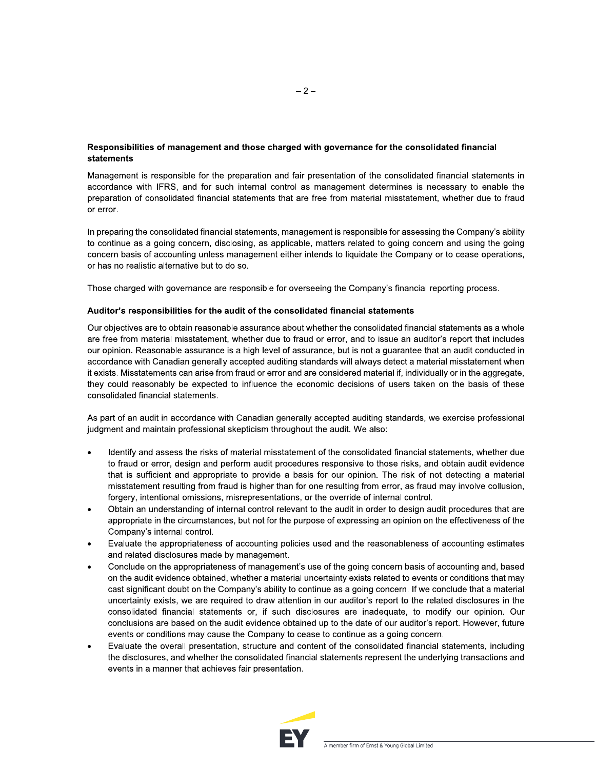**Responsibilities of management and those charged with governance for the consolidated financial statements**

Management is responsible for the preparation and fair presentation of the consolidated financial statements in accordance with IFRS, and for such internal control as management determines is necessary to enable the preparation of consolidated financial statements that are free from material misstatement, whether due to fraud or error.

In preparing the consolidated financial statements, management is responsible for assessing the Company's ability to continue as a going concern, disclosing, as applicable, matters related to going concern and using the going concern basis of accounting unless management either intends to liquidate the Company or to cease operations, or has no realistic alternative but to do so.

Those charged with governance are responsible for overseeing the Company's financial reporting process.

**Auditor's responsibilities for the audit of the consolidated financial statements**

Our objectives are to obtain reasonable assurance about whether the consolidated financial statements as a whole are free from material misstatement, whether due to fraud or error, and to issue an auditor's report that includes our opinion. Reasonable assurance is a high level of assurance, but is not a guarantee that an audit conducted in accordance with Canadian generally accepted auditing standards will always detect a material misstatement when it exists. Misstatements can arise from fraud or error and are considered material if, individually or in the aggregate, they could reasonably be expected to influence the economic decisions of users taken on the basis of these consolidated financial statements.

As part of an audit in accordance with Canadian generally accepted auditing standards, we exercise professional judgment and maintain professional skepticism throughout the audit. We also:

- Identify and assess the risks of material misstatement of the consolidated financial statements, whether due to fraud or error, design and perform audit procedures responsive to those risks, and obtain audit evidence that is sufficient and appropriate to provide a basis for our opinion. The risk of not detecting a material misstatement resulting from fraud is higher than for one resulting from error, as fraud may involve collusion, forgery, intentional omissions, misrepresentations, or the override of internal control.
- Obtain an understanding of internal control relevant to the audit in order to design audit procedures that are appropriate in the circumstances, but not for the purpose of expressing an opinion on the effectiveness of the Company's internal control.
- Evaluate the appropriateness of accounting policies used and the reasonableness of accounting estimates and related disclosures made by management.
- Conclude on the appropriateness of management's use of the going concern basis of accounting and, based on the audit evidence obtained, whether a material uncertainty exists related to events or conditions that may cast significant doubt on the Company's ability to continue as a going concern. If we conclude that a material uncertainty exists, we are required to draw attention in our auditor's report to the related disclosures in the consolidated financial statements or, if such disclosures are inadequate, to modify our opinion. Our conclusions are based on the audit evidence obtained up to the date of our auditor's report. However, future events or conditions may cause the Company to cease to continue as a going concern.
- Evaluate the overall presentation, structure and content of the consolidated financial statements, including the disclosures, and whether the consolidated financial statements represent the underlying transactions and events in a manner that achieves fair presentation.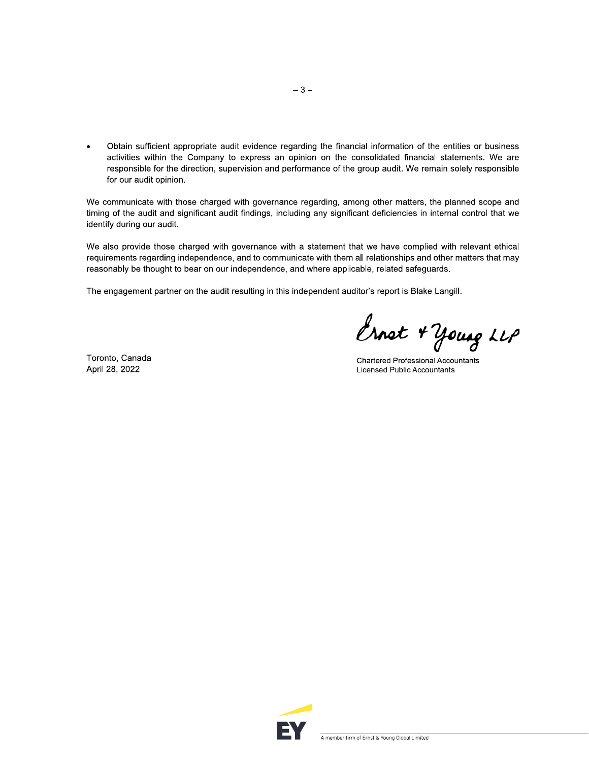- Obtain sufficient appropriate audit evidence regarding the financial information of the entities or business activities within the Company to express an opinion on the consolidated financial statements. We are responsible for the direction, supervision and performance of the group audit. We remain solely responsible for our audit opinion.

We communicate with those charged with governance regarding, among other matters, the planned scope and timing of the audit and significant audit findings, including any significant deficiencies in internal control that we identify during our audit.

We also provide those charged with governance with a statement that we have complied with relevant ethical requirements regarding independence, and to communicate with them all relationships and other matters that may reasonably be thought to bear on our independence, and where applicable, related safeguards.

The engagement partner on the audit resulting in this independent auditor's report is Blake Langill.

Ernst & Young LLP

Chartered Professional Accountants
Licensed Public Accountants

Toronto, Canada
April 28, 2022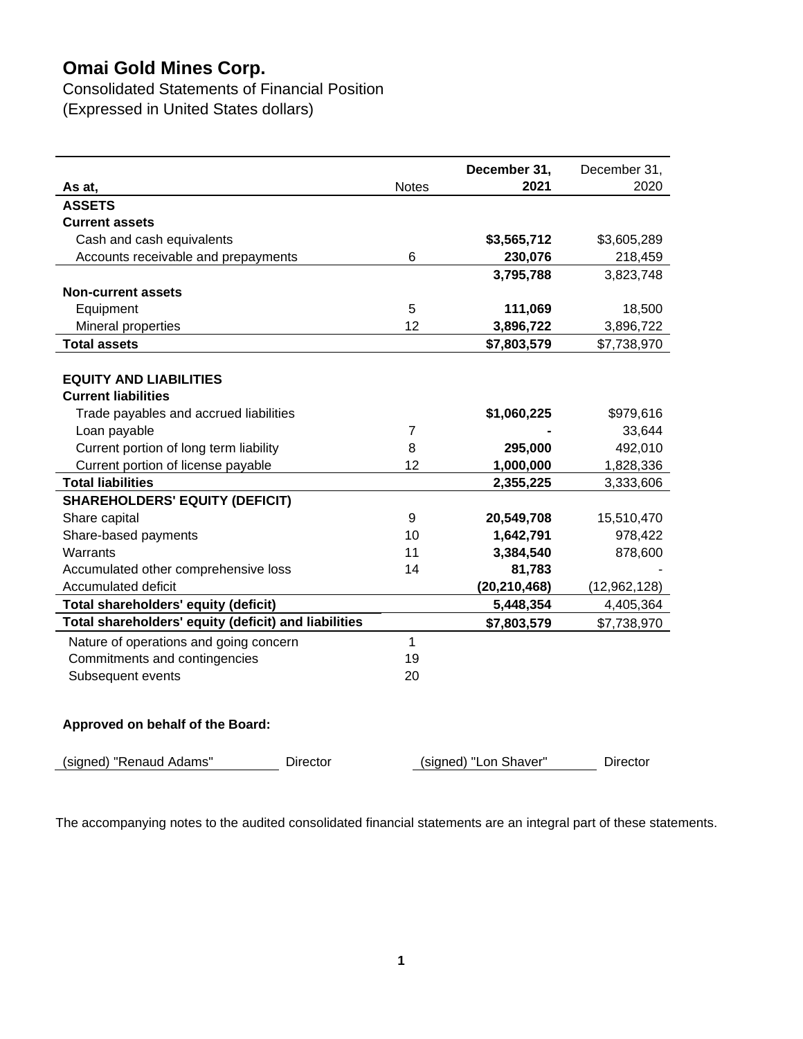# Omai Gold Mines Corp.

Consolidated Statements of Financial Position
(Expressed in United States dollars)

| As at, | Notes | December 31, 2021 | December 31, 2020 |
|---|---|---|---|
| **ASSETS** | | | |
| **Current assets** | | | |
| Cash and cash equivalents | | **$3,565,712** | $3,605,289 |
| Accounts receivable and prepayments | 6 | **230,076** | 218,459 |
| | | **3,795,788** | 3,823,748 |
| **Non-current assets** | | | |
| Equipment | 5 | **111,069** | 18,500 |
| Mineral properties | 12 | **3,896,722** | 3,896,722 |
| **Total assets** | | **$7,803,579** | $7,738,970 |
| | | | |
| **EQUITY AND LIABILITIES** | | | |
| **Current liabilities** | | | |
| Trade payables and accrued liabilities | | **$1,060,225** | $979,616 |
| Loan payable | 7 | **-** | 33,644 |
| Current portion of long term liability | 8 | **295,000** | 492,010 |
| Current portion of license payable | 12 | **1,000,000** | 1,828,336 |
| **Total liabilities** | | **2,355,225** | 3,333,606 |
| **SHAREHOLDERS' EQUITY (DEFICIT)** | | | |
| Share capital | 9 | **20,549,708** | 15,510,470 |
| Share-based payments | 10 | **1,642,791** | 978,422 |
| Warrants | 11 | **3,384,540** | 878,600 |
| Accumulated other comprehensive loss | 14 | **81,783** | - |
| Accumulated deficit | | **(20,210,468)** | (12,962,128) |
| **Total shareholders' equity (deficit)** | | **5,448,354** | 4,405,364 |
| **Total shareholders' equity (deficit) and liabilities** | | **$7,803,579** | $7,738,970 |
| Nature of operations and going concern | 1 | | |
| Commitments and contingencies | 19 | | |
| Subsequent events | 20 | | |

**Approved on behalf of the Board:**

(signed) "Renaud Adams" Director (signed) "Lon Shaver" Director

The accompanying notes to the audited consolidated financial statements are an integral part of these statements.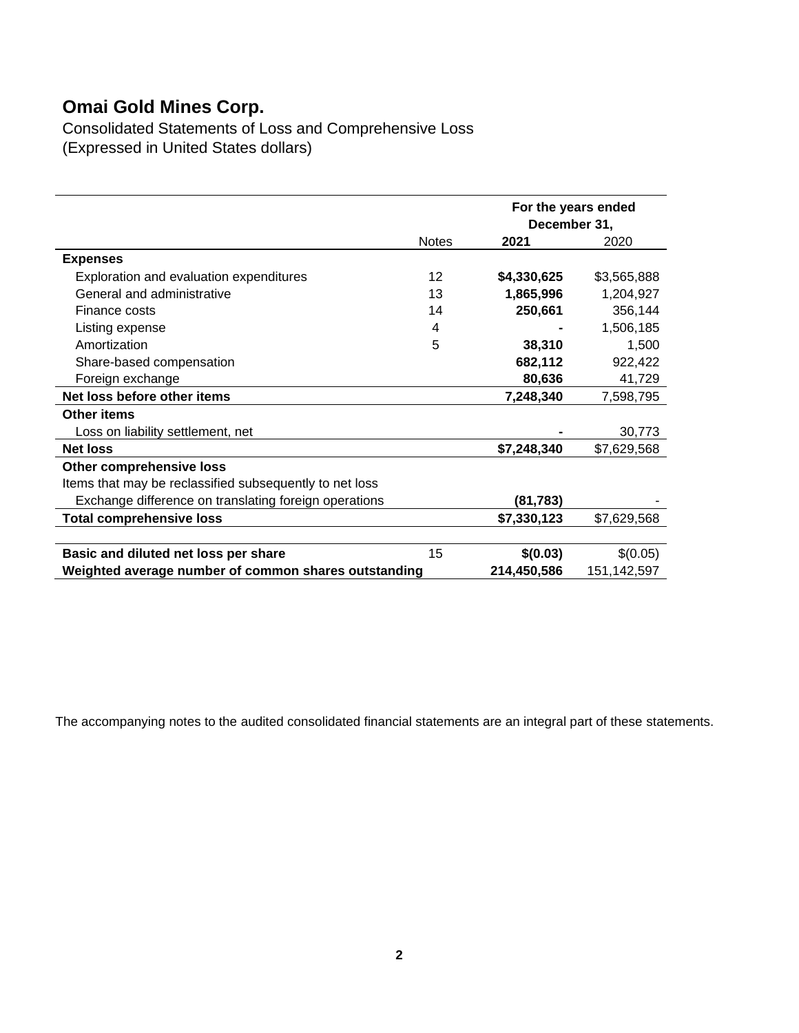# Omai Gold Mines Corp.

Consolidated Statements of Loss and Comprehensive Loss
(Expressed in United States dollars)

| | Notes | For the years ended December 31, 2021 | 2020 |
|---|---|---|---|
| **Expenses** | | | |
| Exploration and evaluation expenditures | 12 | **$4,330,625** | $3,565,888 |
| General and administrative | 13 | **1,865,996** | 1,204,927 |
| Finance costs | 14 | **250,661** | 356,144 |
| Listing expense | 4 | **-** | 1,506,185 |
| Amortization | 5 | **38,310** | 1,500 |
| Share-based compensation | | **682,112** | 922,422 |
| Foreign exchange | | **80,636** | 41,729 |
| **Net loss before other items** | | **7,248,340** | 7,598,795 |
| **Other items** | | | |
| Loss on liability settlement, net | | **-** | 30,773 |
| **Net loss** | | **$7,248,340** | $7,629,568 |
| **Other comprehensive loss** | | | |
| Items that may be reclassified subsequently to net loss | | | |
| Exchange difference on translating foreign operations | | **(81,783)** | - |
| **Total comprehensive loss** | | **$7,330,123** | $7,629,568 |
| | | | |
| **Basic and diluted net loss per share** | 15 | **$(0.03)** | $(0.05) |
| **Weighted average number of common shares outstanding** | | **214,450,586** | 151,142,597 |

The accompanying notes to the audited consolidated financial statements are an integral part of these statements.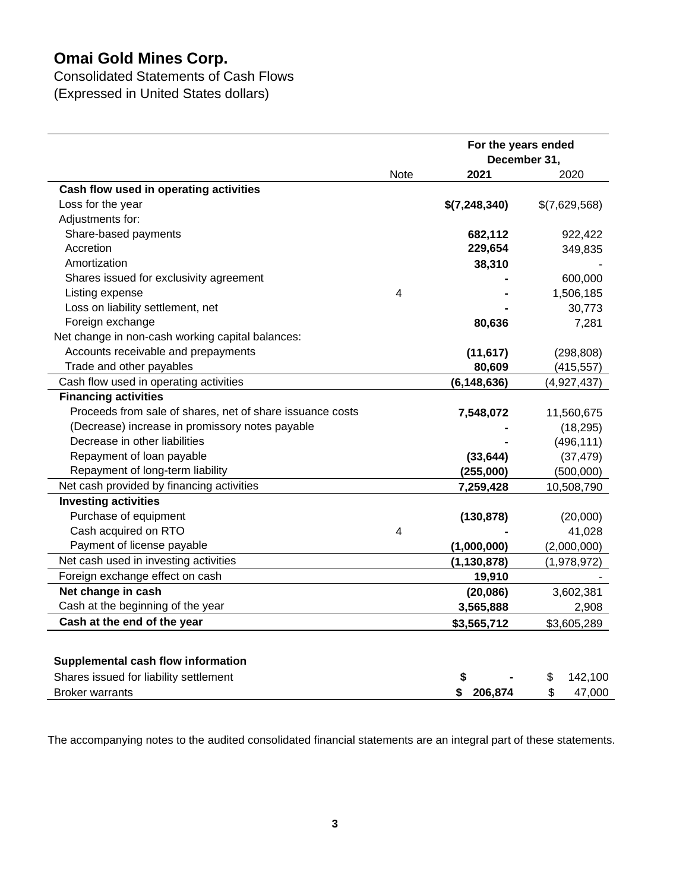# Omai Gold Mines Corp.

Consolidated Statements of Cash Flows
(Expressed in United States dollars)

| | Note | For the years ended December 31, 2021 | 2020 |
|---|---|---|---|
| **Cash flow used in operating activities** | | | |
| Loss for the year | | **$(7,248,340)** | $(7,629,568) |
| Adjustments for: | | | |
| Share-based payments | | **682,112** | 922,422 |
| Accretion | | **229,654** | 349,835 |
| Amortization | | **38,310** | - |
| Shares issued for exclusivity agreement | | **-** | 600,000 |
| Listing expense | 4 | **-** | 1,506,185 |
| Loss on liability settlement, net | | **-** | 30,773 |
| Foreign exchange | | **80,636** | 7,281 |
| Net change in non-cash working capital balances: | | | |
| Accounts receivable and prepayments | | **(11,617)** | (298,808) |
| Trade and other payables | | **80,609** | (415,557) |
| Cash flow used in operating activities | | **(6,148,636)** | (4,927,437) |
| **Financing activities** | | | |
| Proceeds from sale of shares, net of share issuance costs | | **7,548,072** | 11,560,675 |
| (Decrease) increase in promissory notes payable | | **-** | (18,295) |
| Decrease in other liabilities | | **-** | (496,111) |
| Repayment of loan payable | | **(33,644)** | (37,479) |
| Repayment of long-term liability | | **(255,000)** | (500,000) |
| Net cash provided by financing activities | | **7,259,428** | 10,508,790 |
| **Investing activities** | | | |
| Purchase of equipment | | **(130,878)** | (20,000) |
| Cash acquired on RTO | 4 | **-** | 41,028 |
| Payment of license payable | | **(1,000,000)** | (2,000,000) |
| Net cash used in investing activities | | **(1,130,878)** | (1,978,972) |
| Foreign exchange effect on cash | | **19,910** | - |
| **Net change in cash** | | **(20,086)** | 3,602,381 |
| Cash at the beginning of the year | | **3,565,888** | 2,908 |
| **Cash at the end of the year** | | **$3,565,712** | $3,605,289 |

| **Supplemental cash flow information** | | |
|---|---|---|
| Shares issued for liability settlement | **$ -** | $ 142,100 |
| Broker warrants | **$ 206,874** | $ 47,000 |

The accompanying notes to the audited consolidated financial statements are an integral part of these statements.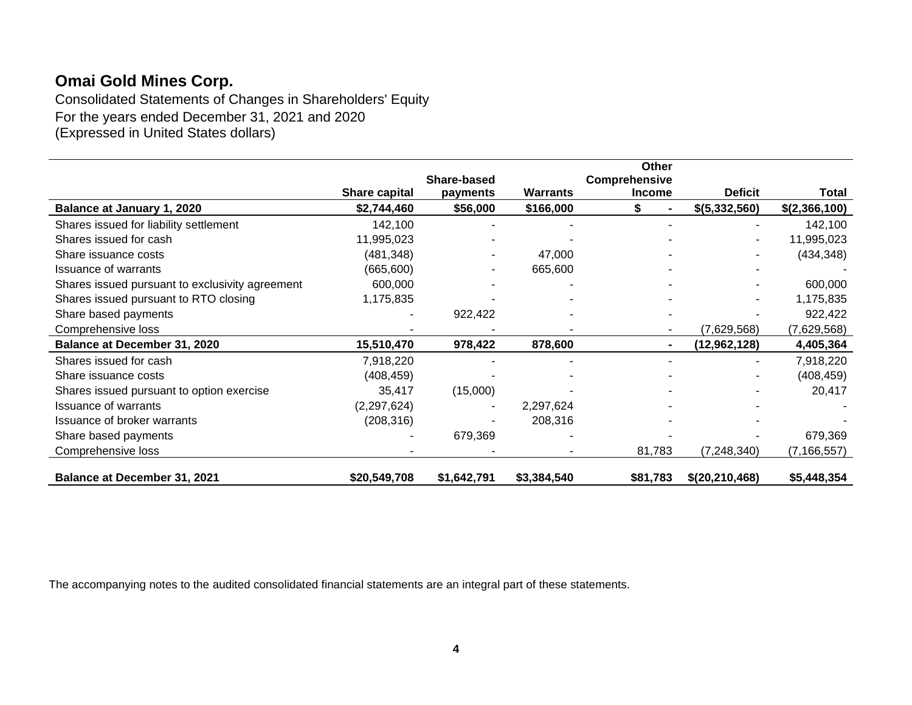# Omai Gold Mines Corp.

Consolidated Statements of Changes in Shareholders' Equity
For the years ended December 31, 2021 and 2020
(Expressed in United States dollars)

| | Share capital | Share-based payments | Warrants | Other Comprehensive Income | Deficit | Total |
|---|---|---|---|---|---|---|
| **Balance at January 1, 2020** | **$2,744,460** | **$56,000** | **$166,000** | **$ -** | **$(5,332,560)** | **$(2,366,100)** |
| Shares issued for liability settlement | 142,100 | - | - | - | - | 142,100 |
| Shares issued for cash | 11,995,023 | - | - | - | - | 11,995,023 |
| Share issuance costs | (481,348) | - | 47,000 | - | - | (434,348) |
| Issuance of warrants | (665,600) | - | 665,600 | - | - | - |
| Shares issued pursuant to exclusivity agreement | 600,000 | - | - | - | - | 600,000 |
| Shares issued pursuant to RTO closing | 1,175,835 | - | - | - | - | 1,175,835 |
| Share based payments | - | 922,422 | - | - | - | 922,422 |
| Comprehensive loss | - | - | - | - | (7,629,568) | (7,629,568) |
| **Balance at December 31, 2020** | **15,510,470** | **978,422** | **878,600** | **-** | **(12,962,128)** | **4,405,364** |
| Shares issued for cash | 7,918,220 | - | - | - | - | 7,918,220 |
| Share issuance costs | (408,459) | - | - | - | - | (408,459) |
| Shares issued pursuant to option exercise | 35,417 | (15,000) | - | - | - | 20,417 |
| Issuance of warrants | (2,297,624) | - | 2,297,624 | - | - | - |
| Issuance of broker warrants | (208,316) | - | 208,316 | - | - | - |
| Share based payments | - | 679,369 | - | - | - | 679,369 |
| Comprehensive loss | - | - | - | 81,783 | (7,248,340) | (7,166,557) |
| **Balance at December 31, 2021** | **$20,549,708** | **$1,642,791** | **$3,384,540** | **$81,783** | **$(20,210,468)** | **$5,448,354** |

The accompanying notes to the audited consolidated financial statements are an integral part of these statements.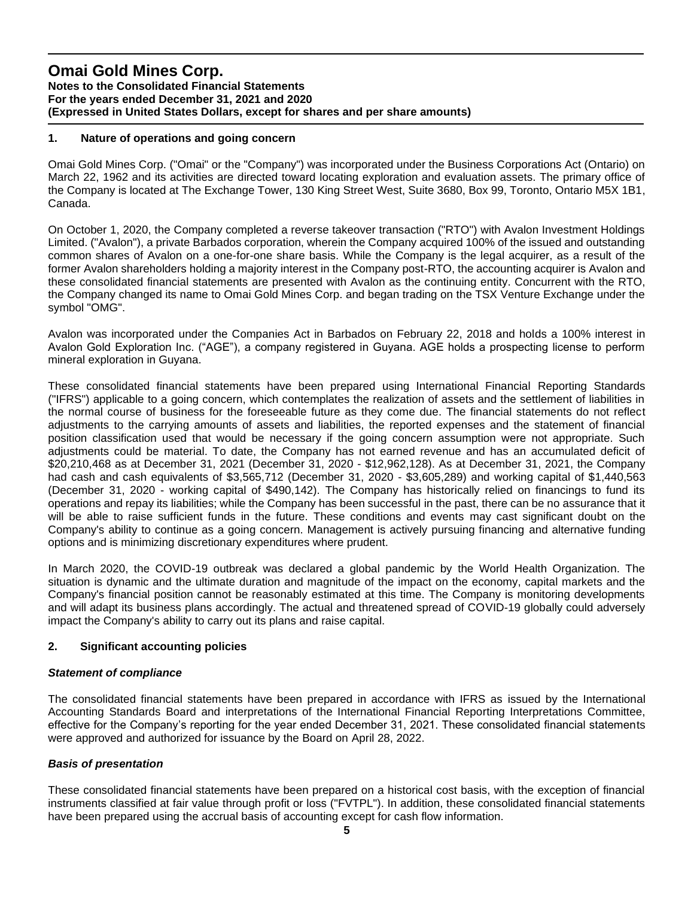## 1. Nature of operations and going concern

Omai Gold Mines Corp. ("Omai" or the "Company") was incorporated under the Business Corporations Act (Ontario) on March 22, 1962 and its activities are directed toward locating exploration and evaluation assets. The primary office of the Company is located at The Exchange Tower, 130 King Street West, Suite 3680, Box 99, Toronto, Ontario M5X 1B1, Canada.

On October 1, 2020, the Company completed a reverse takeover transaction ("RTO") with Avalon Investment Holdings Limited. ("Avalon"), a private Barbados corporation, wherein the Company acquired 100% of the issued and outstanding common shares of Avalon on a one-for-one share basis. While the Company is the legal acquirer, as a result of the former Avalon shareholders holding a majority interest in the Company post-RTO, the accounting acquirer is Avalon and these consolidated financial statements are presented with Avalon as the continuing entity. Concurrent with the RTO, the Company changed its name to Omai Gold Mines Corp. and began trading on the TSX Venture Exchange under the symbol "OMG".

Avalon was incorporated under the Companies Act in Barbados on February 22, 2018 and holds a 100% interest in Avalon Gold Exploration Inc. ("AGE"), a company registered in Guyana. AGE holds a prospecting license to perform mineral exploration in Guyana.

These consolidated financial statements have been prepared using International Financial Reporting Standards ("IFRS") applicable to a going concern, which contemplates the realization of assets and the settlement of liabilities in the normal course of business for the foreseeable future as they come due. The financial statements do not reflect adjustments to the carrying amounts of assets and liabilities, the reported expenses and the statement of financial position classification used that would be necessary if the going concern assumption were not appropriate. Such adjustments could be material. To date, the Company has not earned revenue and has an accumulated deficit of $20,210,468 as at December 31, 2021 (December 31, 2020 - $12,962,128). As at December 31, 2021, the Company had cash and cash equivalents of $3,565,712 (December 31, 2020 - $3,605,289) and working capital of $1,440,563 (December 31, 2020 - working capital of $490,142). The Company has historically relied on financings to fund its operations and repay its liabilities; while the Company has been successful in the past, there can be no assurance that it will be able to raise sufficient funds in the future. These conditions and events may cast significant doubt on the Company's ability to continue as a going concern. Management is actively pursuing financing and alternative funding options and is minimizing discretionary expenditures where prudent.

In March 2020, the COVID-19 outbreak was declared a global pandemic by the World Health Organization. The situation is dynamic and the ultimate duration and magnitude of the impact on the economy, capital markets and the Company's financial position cannot be reasonably estimated at this time. The Company is monitoring developments and will adapt its business plans accordingly. The actual and threatened spread of COVID-19 globally could adversely impact the Company's ability to carry out its plans and raise capital.

## 2. Significant accounting policies

### *Statement of compliance*

The consolidated financial statements have been prepared in accordance with IFRS as issued by the International Accounting Standards Board and interpretations of the International Financial Reporting Interpretations Committee, effective for the Company's reporting for the year ended December 31, 2021. These consolidated financial statements were approved and authorized for issuance by the Board on April 28, 2022.

### *Basis of presentation*

These consolidated financial statements have been prepared on a historical cost basis, with the exception of financial instruments classified at fair value through profit or loss ("FVTPL"). In addition, these consolidated financial statements have been prepared using the accrual basis of accounting except for cash flow information.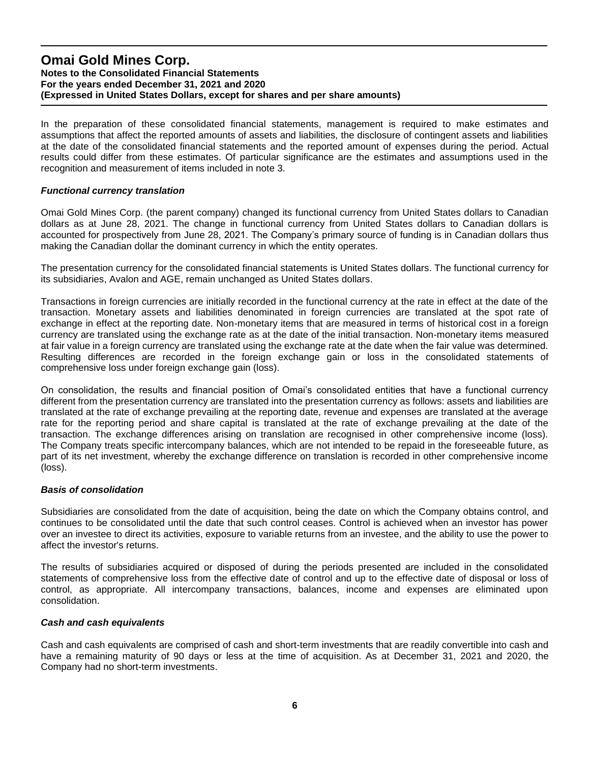In the preparation of these consolidated financial statements, management is required to make estimates and assumptions that affect the reported amounts of assets and liabilities, the disclosure of contingent assets and liabilities at the date of the consolidated financial statements and the reported amount of expenses during the period. Actual results could differ from these estimates. Of particular significance are the estimates and assumptions used in the recognition and measurement of items included in note 3.

### *Functional currency translation*

Omai Gold Mines Corp. (the parent company) changed its functional currency from United States dollars to Canadian dollars as at June 28, 2021. The change in functional currency from United States dollars to Canadian dollars is accounted for prospectively from June 28, 2021. The Company's primary source of funding is in Canadian dollars thus making the Canadian dollar the dominant currency in which the entity operates.

The presentation currency for the consolidated financial statements is United States dollars. The functional currency for its subsidiaries, Avalon and AGE, remain unchanged as United States dollars.

Transactions in foreign currencies are initially recorded in the functional currency at the rate in effect at the date of the transaction. Monetary assets and liabilities denominated in foreign currencies are translated at the spot rate of exchange in effect at the reporting date. Non-monetary items that are measured in terms of historical cost in a foreign currency are translated using the exchange rate as at the date of the initial transaction. Non-monetary items measured at fair value in a foreign currency are translated using the exchange rate at the date when the fair value was determined. Resulting differences are recorded in the foreign exchange gain or loss in the consolidated statements of comprehensive loss under foreign exchange gain (loss).

On consolidation, the results and financial position of Omai's consolidated entities that have a functional currency different from the presentation currency are translated into the presentation currency as follows: assets and liabilities are translated at the rate of exchange prevailing at the reporting date, revenue and expenses are translated at the average rate for the reporting period and share capital is translated at the rate of exchange prevailing at the date of the transaction. The exchange differences arising on translation are recognised in other comprehensive income (loss). The Company treats specific intercompany balances, which are not intended to be repaid in the foreseeable future, as part of its net investment, whereby the exchange difference on translation is recorded in other comprehensive income (loss).

### *Basis of consolidation*

Subsidiaries are consolidated from the date of acquisition, being the date on which the Company obtains control, and continues to be consolidated until the date that such control ceases. Control is achieved when an investor has power over an investee to direct its activities, exposure to variable returns from an investee, and the ability to use the power to affect the investor's returns.

The results of subsidiaries acquired or disposed of during the periods presented are included in the consolidated statements of comprehensive loss from the effective date of control and up to the effective date of disposal or loss of control, as appropriate. All intercompany transactions, balances, income and expenses are eliminated upon consolidation.

### *Cash and cash equivalents*

Cash and cash equivalents are comprised of cash and short-term investments that are readily convertible into cash and have a remaining maturity of 90 days or less at the time of acquisition. As at December 31, 2021 and 2020, the Company had no short-term investments.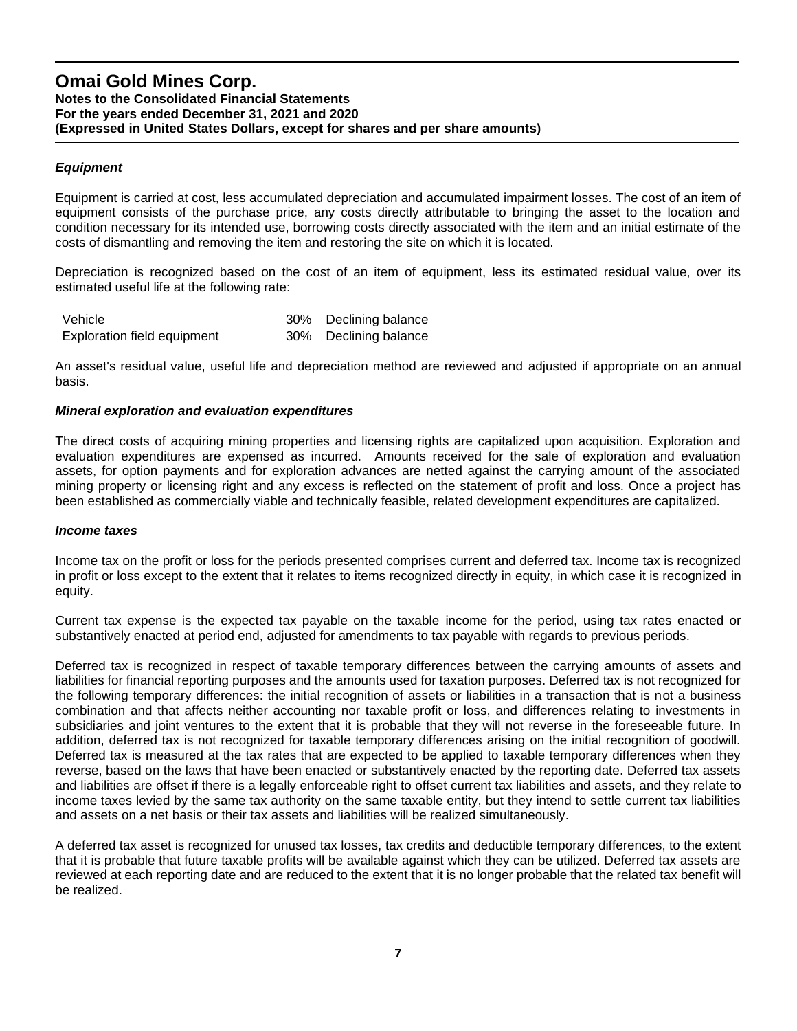### *Equipment*

Equipment is carried at cost, less accumulated depreciation and accumulated impairment losses. The cost of an item of equipment consists of the purchase price, any costs directly attributable to bringing the asset to the location and condition necessary for its intended use, borrowing costs directly associated with the item and an initial estimate of the costs of dismantling and removing the item and restoring the site on which it is located.

Depreciation is recognized based on the cost of an item of equipment, less its estimated residual value, over its estimated useful life at the following rate:

| | | |
|---|---|---|
| Vehicle | 30% | Declining balance |
| Exploration field equipment | 30% | Declining balance |

An asset's residual value, useful life and depreciation method are reviewed and adjusted if appropriate on an annual basis.

### *Mineral exploration and evaluation expenditures*

The direct costs of acquiring mining properties and licensing rights are capitalized upon acquisition. Exploration and evaluation expenditures are expensed as incurred. Amounts received for the sale of exploration and evaluation assets, for option payments and for exploration advances are netted against the carrying amount of the associated mining property or licensing right and any excess is reflected on the statement of profit and loss. Once a project has been established as commercially viable and technically feasible, related development expenditures are capitalized.

### *Income taxes*

Income tax on the profit or loss for the periods presented comprises current and deferred tax. Income tax is recognized in profit or loss except to the extent that it relates to items recognized directly in equity, in which case it is recognized in equity.

Current tax expense is the expected tax payable on the taxable income for the period, using tax rates enacted or substantively enacted at period end, adjusted for amendments to tax payable with regards to previous periods.

Deferred tax is recognized in respect of taxable temporary differences between the carrying amounts of assets and liabilities for financial reporting purposes and the amounts used for taxation purposes. Deferred tax is not recognized for the following temporary differences: the initial recognition of assets or liabilities in a transaction that is not a business combination and that affects neither accounting nor taxable profit or loss, and differences relating to investments in subsidiaries and joint ventures to the extent that it is probable that they will not reverse in the foreseeable future. In addition, deferred tax is not recognized for taxable temporary differences arising on the initial recognition of goodwill. Deferred tax is measured at the tax rates that are expected to be applied to taxable temporary differences when they reverse, based on the laws that have been enacted or substantively enacted by the reporting date. Deferred tax assets and liabilities are offset if there is a legally enforceable right to offset current tax liabilities and assets, and they relate to income taxes levied by the same tax authority on the same taxable entity, but they intend to settle current tax liabilities and assets on a net basis or their tax assets and liabilities will be realized simultaneously.

A deferred tax asset is recognized for unused tax losses, tax credits and deductible temporary differences, to the extent that it is probable that future taxable profits will be available against which they can be utilized. Deferred tax assets are reviewed at each reporting date and are reduced to the extent that it is no longer probable that the related tax benefit will be realized.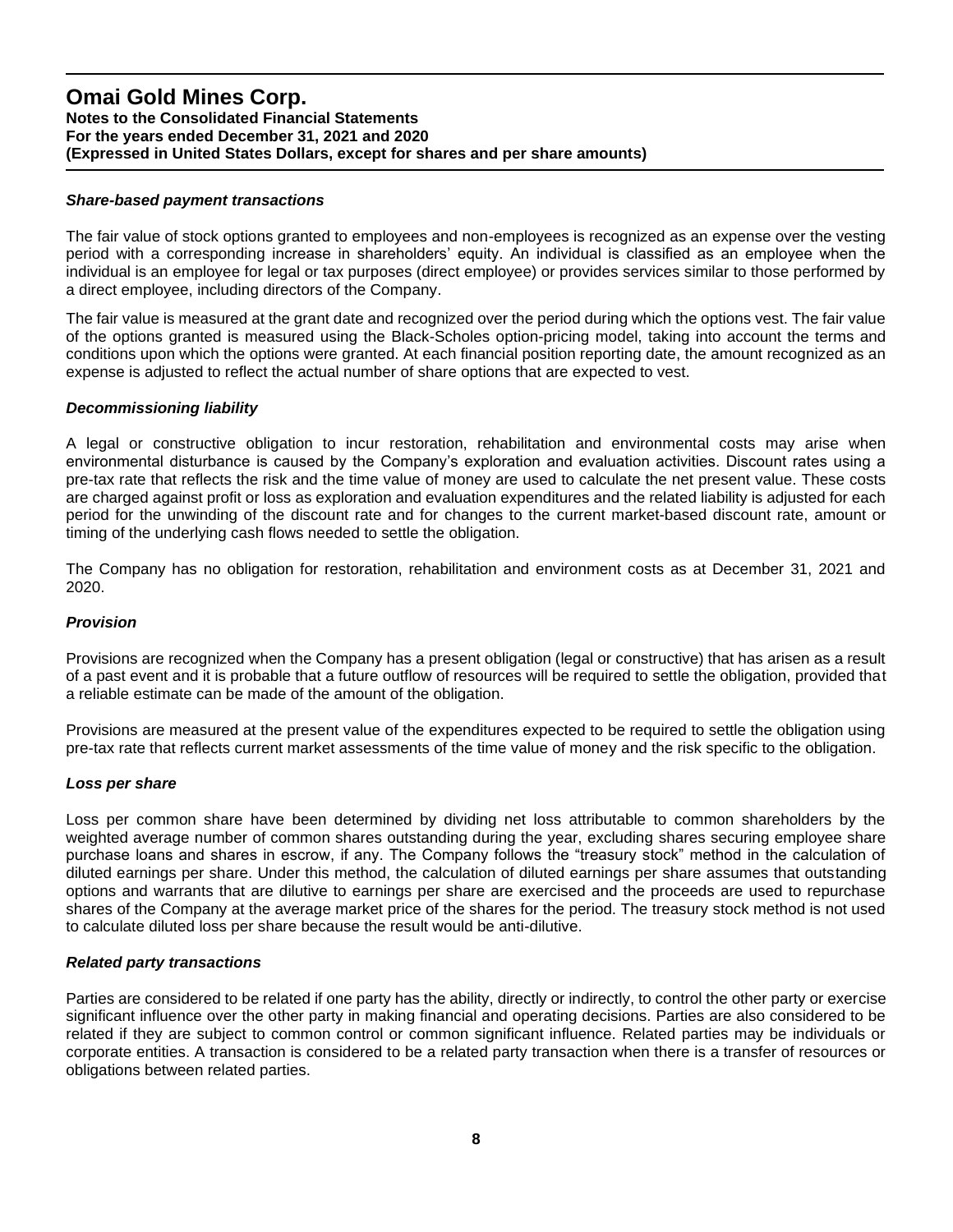### *Share-based payment transactions*

The fair value of stock options granted to employees and non-employees is recognized as an expense over the vesting period with a corresponding increase in shareholders' equity. An individual is classified as an employee when the individual is an employee for legal or tax purposes (direct employee) or provides services similar to those performed by a direct employee, including directors of the Company.

The fair value is measured at the grant date and recognized over the period during which the options vest. The fair value of the options granted is measured using the Black-Scholes option-pricing model, taking into account the terms and conditions upon which the options were granted. At each financial position reporting date, the amount recognized as an expense is adjusted to reflect the actual number of share options that are expected to vest.

### *Decommissioning liability*

A legal or constructive obligation to incur restoration, rehabilitation and environmental costs may arise when environmental disturbance is caused by the Company's exploration and evaluation activities. Discount rates using a pre-tax rate that reflects the risk and the time value of money are used to calculate the net present value. These costs are charged against profit or loss as exploration and evaluation expenditures and the related liability is adjusted for each period for the unwinding of the discount rate and for changes to the current market-based discount rate, amount or timing of the underlying cash flows needed to settle the obligation.

The Company has no obligation for restoration, rehabilitation and environment costs as at December 31, 2021 and 2020.

### *Provision*

Provisions are recognized when the Company has a present obligation (legal or constructive) that has arisen as a result of a past event and it is probable that a future outflow of resources will be required to settle the obligation, provided that a reliable estimate can be made of the amount of the obligation.

Provisions are measured at the present value of the expenditures expected to be required to settle the obligation using pre-tax rate that reflects current market assessments of the time value of money and the risk specific to the obligation.

### *Loss per share*

Loss per common share have been determined by dividing net loss attributable to common shareholders by the weighted average number of common shares outstanding during the year, excluding shares securing employee share purchase loans and shares in escrow, if any. The Company follows the "treasury stock" method in the calculation of diluted earnings per share. Under this method, the calculation of diluted earnings per share assumes that outstanding options and warrants that are dilutive to earnings per share are exercised and the proceeds are used to repurchase shares of the Company at the average market price of the shares for the period. The treasury stock method is not used to calculate diluted loss per share because the result would be anti-dilutive.

### *Related party transactions*

Parties are considered to be related if one party has the ability, directly or indirectly, to control the other party or exercise significant influence over the other party in making financial and operating decisions. Parties are also considered to be related if they are subject to common control or common significant influence. Related parties may be individuals or corporate entities. A transaction is considered to be a related party transaction when there is a transfer of resources or obligations between related parties.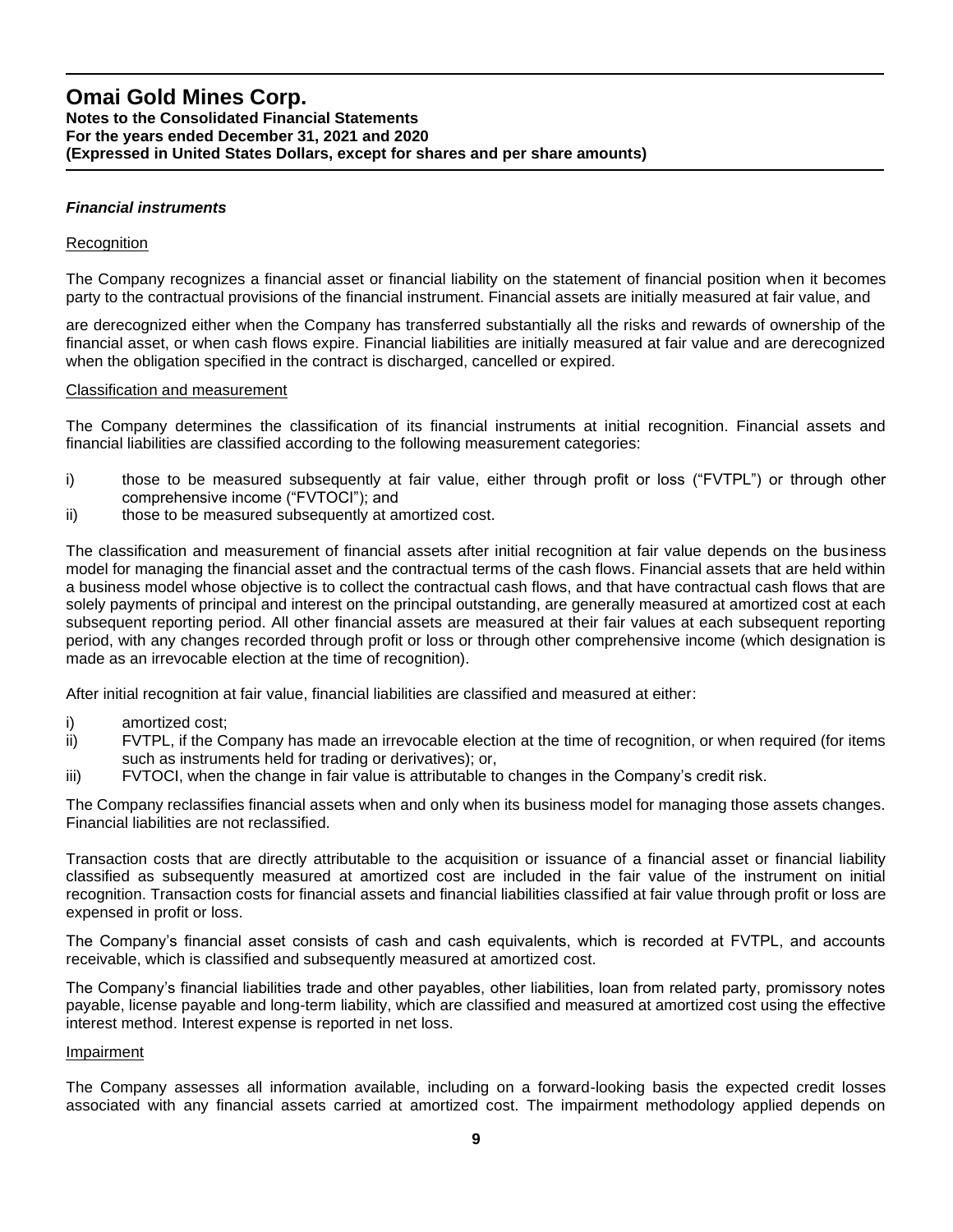### *Financial instruments*

Recognition

The Company recognizes a financial asset or financial liability on the statement of financial position when it becomes party to the contractual provisions of the financial instrument. Financial assets are initially measured at fair value, and

are derecognized either when the Company has transferred substantially all the risks and rewards of ownership of the financial asset, or when cash flows expire. Financial liabilities are initially measured at fair value and are derecognized when the obligation specified in the contract is discharged, cancelled or expired.

Classification and measurement

The Company determines the classification of its financial instruments at initial recognition. Financial assets and financial liabilities are classified according to the following measurement categories:

i) those to be measured subsequently at fair value, either through profit or loss ("FVTPL") or through other comprehensive income ("FVTOCI"); and
ii) those to be measured subsequently at amortized cost.

The classification and measurement of financial assets after initial recognition at fair value depends on the business model for managing the financial asset and the contractual terms of the cash flows. Financial assets that are held within a business model whose objective is to collect the contractual cash flows, and that have contractual cash flows that are solely payments of principal and interest on the principal outstanding, are generally measured at amortized cost at each subsequent reporting period. All other financial assets are measured at their fair values at each subsequent reporting period, with any changes recorded through profit or loss or through other comprehensive income (which designation is made as an irrevocable election at the time of recognition).

After initial recognition at fair value, financial liabilities are classified and measured at either:

i) amortized cost;
ii) FVTPL, if the Company has made an irrevocable election at the time of recognition, or when required (for items such as instruments held for trading or derivatives); or,
iii) FVTOCI, when the change in fair value is attributable to changes in the Company's credit risk.

The Company reclassifies financial assets when and only when its business model for managing those assets changes. Financial liabilities are not reclassified.

Transaction costs that are directly attributable to the acquisition or issuance of a financial asset or financial liability classified as subsequently measured at amortized cost are included in the fair value of the instrument on initial recognition. Transaction costs for financial assets and financial liabilities classified at fair value through profit or loss are expensed in profit or loss.

The Company's financial asset consists of cash and cash equivalents, which is recorded at FVTPL, and accounts receivable, which is classified and subsequently measured at amortized cost.

The Company's financial liabilities trade and other payables, other liabilities, loan from related party, promissory notes payable, license payable and long-term liability, which are classified and measured at amortized cost using the effective interest method. Interest expense is reported in net loss.

Impairment

The Company assesses all information available, including on a forward-looking basis the expected credit losses associated with any financial assets carried at amortized cost. The impairment methodology applied depends on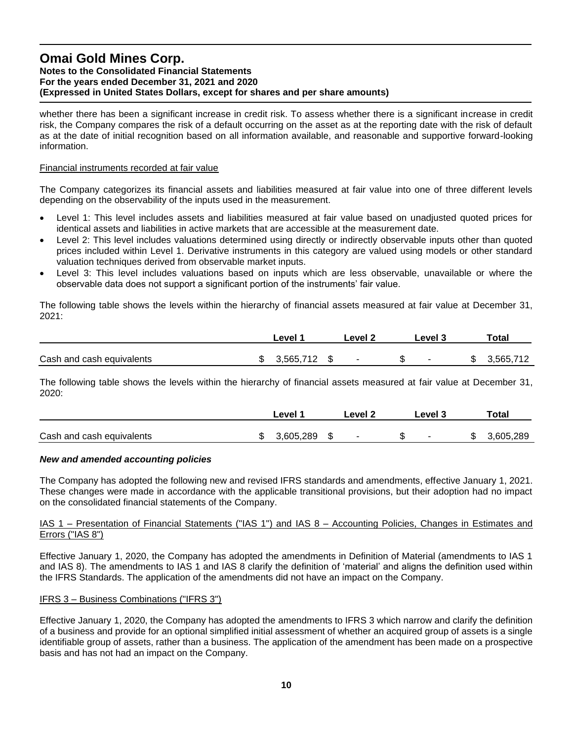whether there has been a significant increase in credit risk. To assess whether there is a significant increase in credit risk, the Company compares the risk of a default occurring on the asset as at the reporting date with the risk of default as at the date of initial recognition based on all information available, and reasonable and supportive forward-looking information.

Financial instruments recorded at fair value

The Company categorizes its financial assets and liabilities measured at fair value into one of three different levels depending on the observability of the inputs used in the measurement.

- Level 1: This level includes assets and liabilities measured at fair value based on unadjusted quoted prices for identical assets and liabilities in active markets that are accessible at the measurement date.
- Level 2: This level includes valuations determined using directly or indirectly observable inputs other than quoted prices included within Level 1. Derivative instruments in this category are valued using models or other standard valuation techniques derived from observable market inputs.
- Level 3: This level includes valuations based on inputs which are less observable, unavailable or where the observable data does not support a significant portion of the instruments' fair value.

The following table shows the levels within the hierarchy of financial assets measured at fair value at December 31, 2021:

| | Level 1 | Level 2 | Level 3 | Total |
|---|---|---|---|---|
| Cash and cash equivalents | $ 3,565,712 | $ - | $ - | $ 3,565,712 |

The following table shows the levels within the hierarchy of financial assets measured at fair value at December 31, 2020:

| | Level 1 | Level 2 | Level 3 | Total |
|---|---|---|---|---|
| Cash and cash equivalents | $ 3,605,289 | $ - | $ - | $ 3,605,289 |

***New and amended accounting policies***

The Company has adopted the following new and revised IFRS standards and amendments, effective January 1, 2021. These changes were made in accordance with the applicable transitional provisions, but their adoption had no impact on the consolidated financial statements of the Company.

IAS 1 – Presentation of Financial Statements ("IAS 1") and IAS 8 – Accounting Policies, Changes in Estimates and Errors ("IAS 8")

Effective January 1, 2020, the Company has adopted the amendments in Definition of Material (amendments to IAS 1 and IAS 8). The amendments to IAS 1 and IAS 8 clarify the definition of 'material' and aligns the definition used within the IFRS Standards. The application of the amendments did not have an impact on the Company.

IFRS 3 – Business Combinations ("IFRS 3")

Effective January 1, 2020, the Company has adopted the amendments to IFRS 3 which narrow and clarify the definition of a business and provide for an optional simplified initial assessment of whether an acquired group of assets is a single identifiable group of assets, rather than a business. The application of the amendment has been made on a prospective basis and has not had an impact on the Company.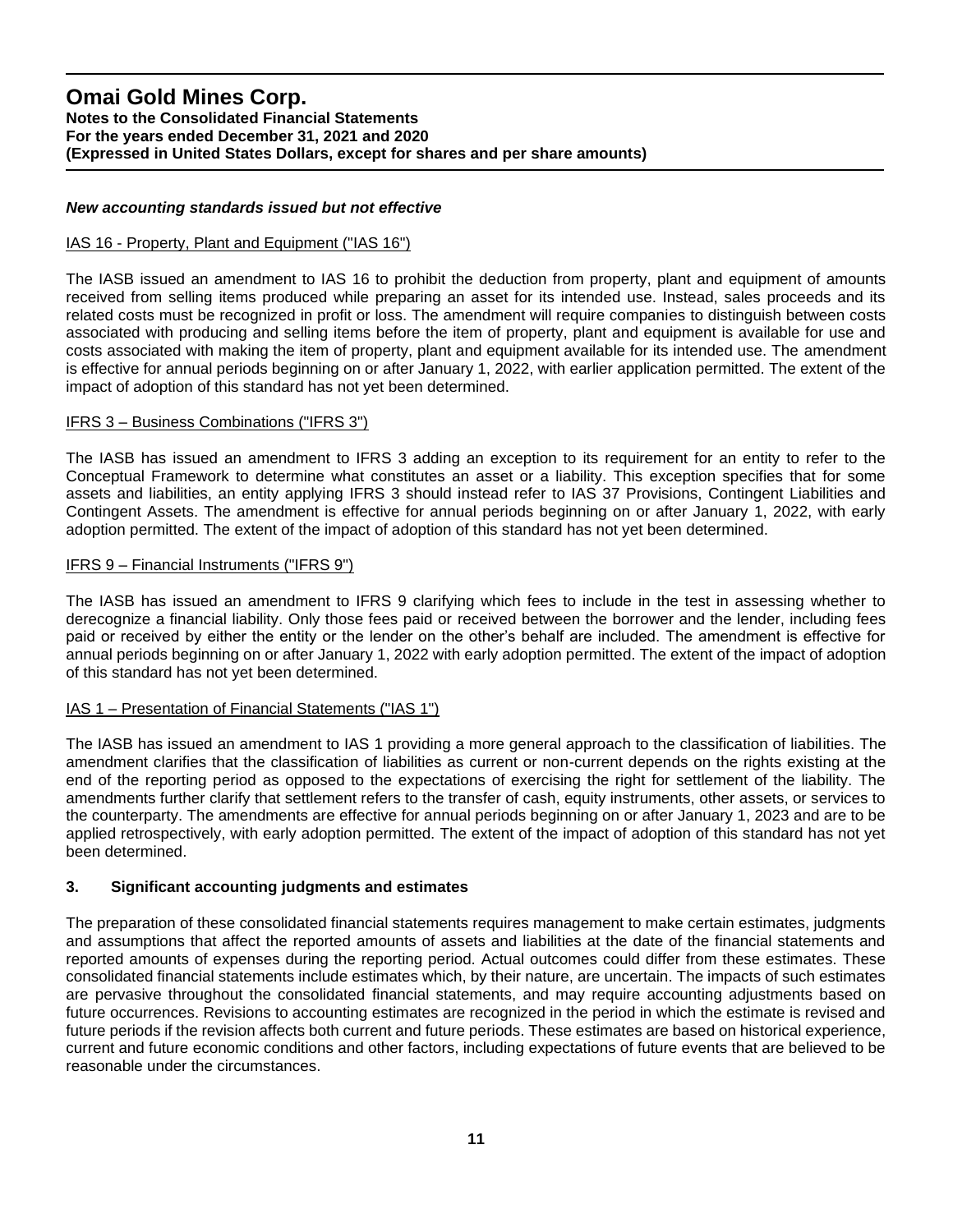***New accounting standards issued but not effective***

IAS 16 - Property, Plant and Equipment ("IAS 16")

The IASB issued an amendment to IAS 16 to prohibit the deduction from property, plant and equipment of amounts received from selling items produced while preparing an asset for its intended use. Instead, sales proceeds and its related costs must be recognized in profit or loss. The amendment will require companies to distinguish between costs associated with producing and selling items before the item of property, plant and equipment is available for use and costs associated with making the item of property, plant and equipment available for its intended use. The amendment is effective for annual periods beginning on or after January 1, 2022, with earlier application permitted. The extent of the impact of adoption of this standard has not yet been determined.

IFRS 3 – Business Combinations ("IFRS 3")

The IASB has issued an amendment to IFRS 3 adding an exception to its requirement for an entity to refer to the Conceptual Framework to determine what constitutes an asset or a liability. This exception specifies that for some assets and liabilities, an entity applying IFRS 3 should instead refer to IAS 37 Provisions, Contingent Liabilities and Contingent Assets. The amendment is effective for annual periods beginning on or after January 1, 2022, with early adoption permitted. The extent of the impact of adoption of this standard has not yet been determined.

IFRS 9 – Financial Instruments ("IFRS 9")

The IASB has issued an amendment to IFRS 9 clarifying which fees to include in the test in assessing whether to derecognize a financial liability. Only those fees paid or received between the borrower and the lender, including fees paid or received by either the entity or the lender on the other's behalf are included. The amendment is effective for annual periods beginning on or after January 1, 2022 with early adoption permitted. The extent of the impact of adoption of this standard has not yet been determined.

IAS 1 – Presentation of Financial Statements ("IAS 1")

The IASB has issued an amendment to IAS 1 providing a more general approach to the classification of liabilities. The amendment clarifies that the classification of liabilities as current or non-current depends on the rights existing at the end of the reporting period as opposed to the expectations of exercising the right for settlement of the liability. The amendments further clarify that settlement refers to the transfer of cash, equity instruments, other assets, or services to the counterparty. The amendments are effective for annual periods beginning on or after January 1, 2023 and are to be applied retrospectively, with early adoption permitted. The extent of the impact of adoption of this standard has not yet been determined.

## 3. Significant accounting judgments and estimates

The preparation of these consolidated financial statements requires management to make certain estimates, judgments and assumptions that affect the reported amounts of assets and liabilities at the date of the financial statements and reported amounts of expenses during the reporting period. Actual outcomes could differ from these estimates. These consolidated financial statements include estimates which, by their nature, are uncertain. The impacts of such estimates are pervasive throughout the consolidated financial statements, and may require accounting adjustments based on future occurrences. Revisions to accounting estimates are recognized in the period in which the estimate is revised and future periods if the revision affects both current and future periods. These estimates are based on historical experience, current and future economic conditions and other factors, including expectations of future events that are believed to be reasonable under the circumstances.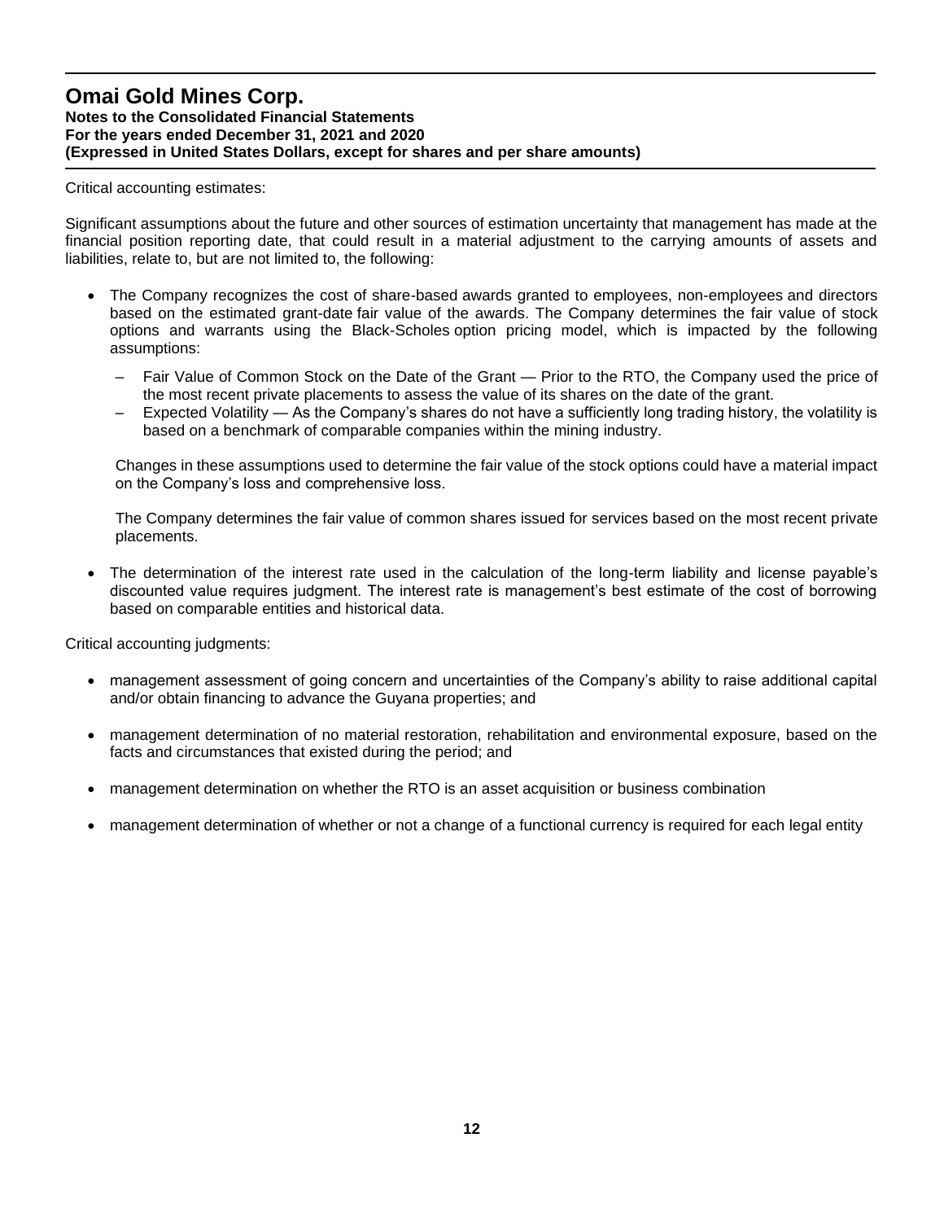Critical accounting estimates:

Significant assumptions about the future and other sources of estimation uncertainty that management has made at the financial position reporting date, that could result in a material adjustment to the carrying amounts of assets and liabilities, relate to, but are not limited to, the following:

- The Company recognizes the cost of share-based awards granted to employees, non-employees and directors based on the estimated grant-date fair value of the awards. The Company determines the fair value of stock options and warrants using the Black-Scholes option pricing model, which is impacted by the following assumptions:

  – Fair Value of Common Stock on the Date of the Grant — Prior to the RTO, the Company used the price of the most recent private placements to assess the value of its shares on the date of the grant.

  – Expected Volatility — As the Company's shares do not have a sufficiently long trading history, the volatility is based on a benchmark of comparable companies within the mining industry.

  Changes in these assumptions used to determine the fair value of the stock options could have a material impact on the Company's loss and comprehensive loss.

  The Company determines the fair value of common shares issued for services based on the most recent private placements.

- The determination of the interest rate used in the calculation of the long-term liability and license payable's discounted value requires judgment. The interest rate is management's best estimate of the cost of borrowing based on comparable entities and historical data.

Critical accounting judgments:

- management assessment of going concern and uncertainties of the Company's ability to raise additional capital and/or obtain financing to advance the Guyana properties; and

- management determination of no material restoration, rehabilitation and environmental exposure, based on the facts and circumstances that existed during the period; and

- management determination on whether the RTO is an asset acquisition or business combination

- management determination of whether or not a change of a functional currency is required for each legal entity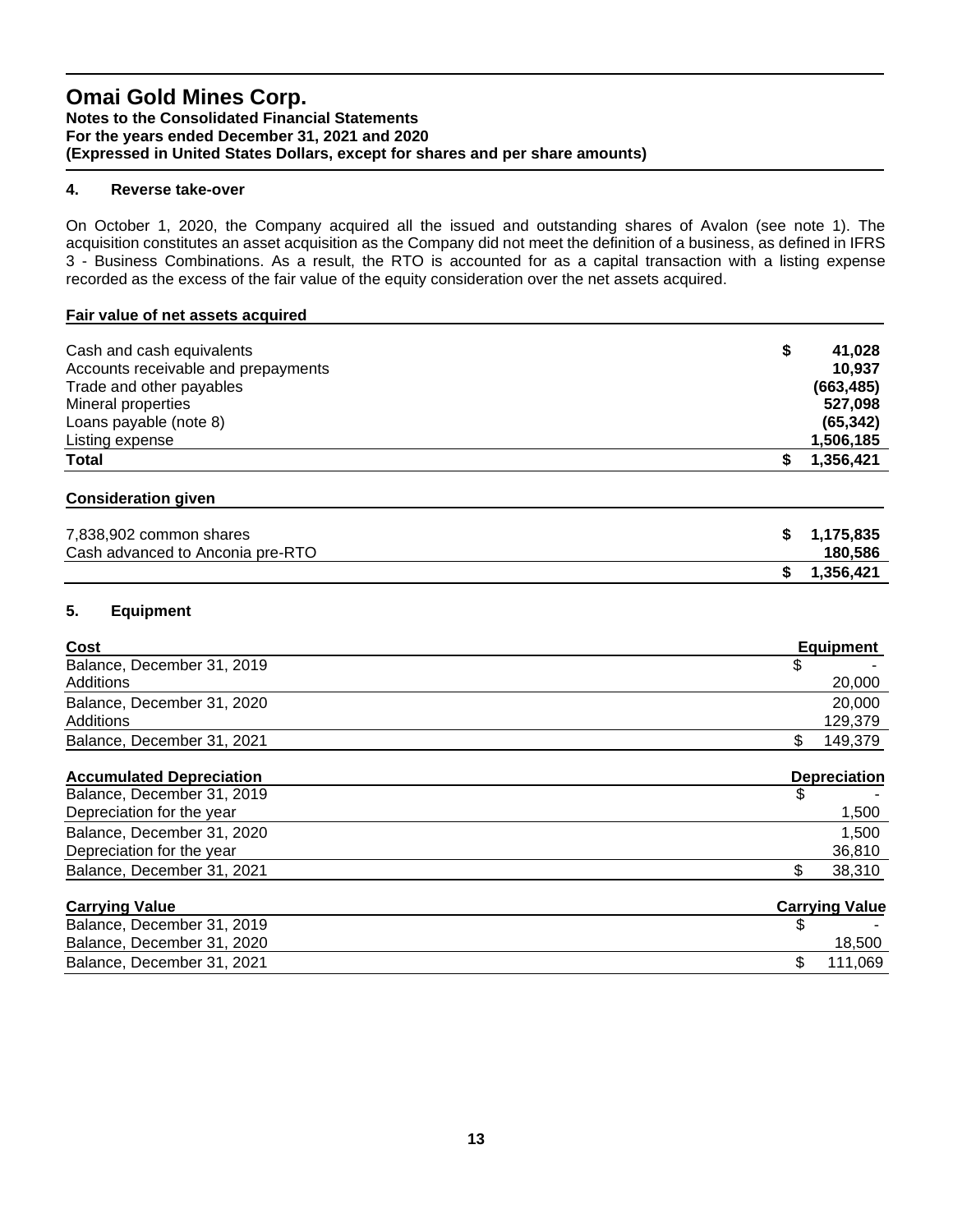## 4. Reverse take-over

On October 1, 2020, the Company acquired all the issued and outstanding shares of Avalon (see note 1). The acquisition constitutes an asset acquisition as the Company did not meet the definition of a business, as defined in IFRS 3 - Business Combinations. As a result, the RTO is accounted for as a capital transaction with a listing expense recorded as the excess of the fair value of the equity consideration over the net assets acquired.

| Fair value of net assets acquired | |
|---|---|
| Cash and cash equivalents | $ 41,028 |
| Accounts receivable and prepayments | 10,937 |
| Trade and other payables | (663,485) |
| Mineral properties | 527,098 |
| Loans payable (note 8) | (65,342) |
| Listing expense | 1,506,185 |
| **Total** | **$ 1,356,421** |

| Consideration given | |
|---|---|
| 7,838,902 common shares | $ 1,175,835 |
| Cash advanced to Anconia pre-RTO | 180,586 |
| | $ 1,356,421 |

## 5. Equipment

| Cost | Equipment |
|---|---|
| Balance, December 31, 2019 | $ - |
| Additions | 20,000 |
| Balance, December 31, 2020 | 20,000 |
| Additions | 129,379 |
| Balance, December 31, 2021 | $ 149,379 |

| Accumulated Depreciation | Depreciation |
|---|---|
| Balance, December 31, 2019 | $ - |
| Depreciation for the year | 1,500 |
| Balance, December 31, 2020 | 1,500 |
| Depreciation for the year | 36,810 |
| Balance, December 31, 2021 | $ 38,310 |

| Carrying Value | Carrying Value |
|---|---|
| Balance, December 31, 2019 | $ - |
| Balance, December 31, 2020 | 18,500 |
| Balance, December 31, 2021 | $ 111,069 |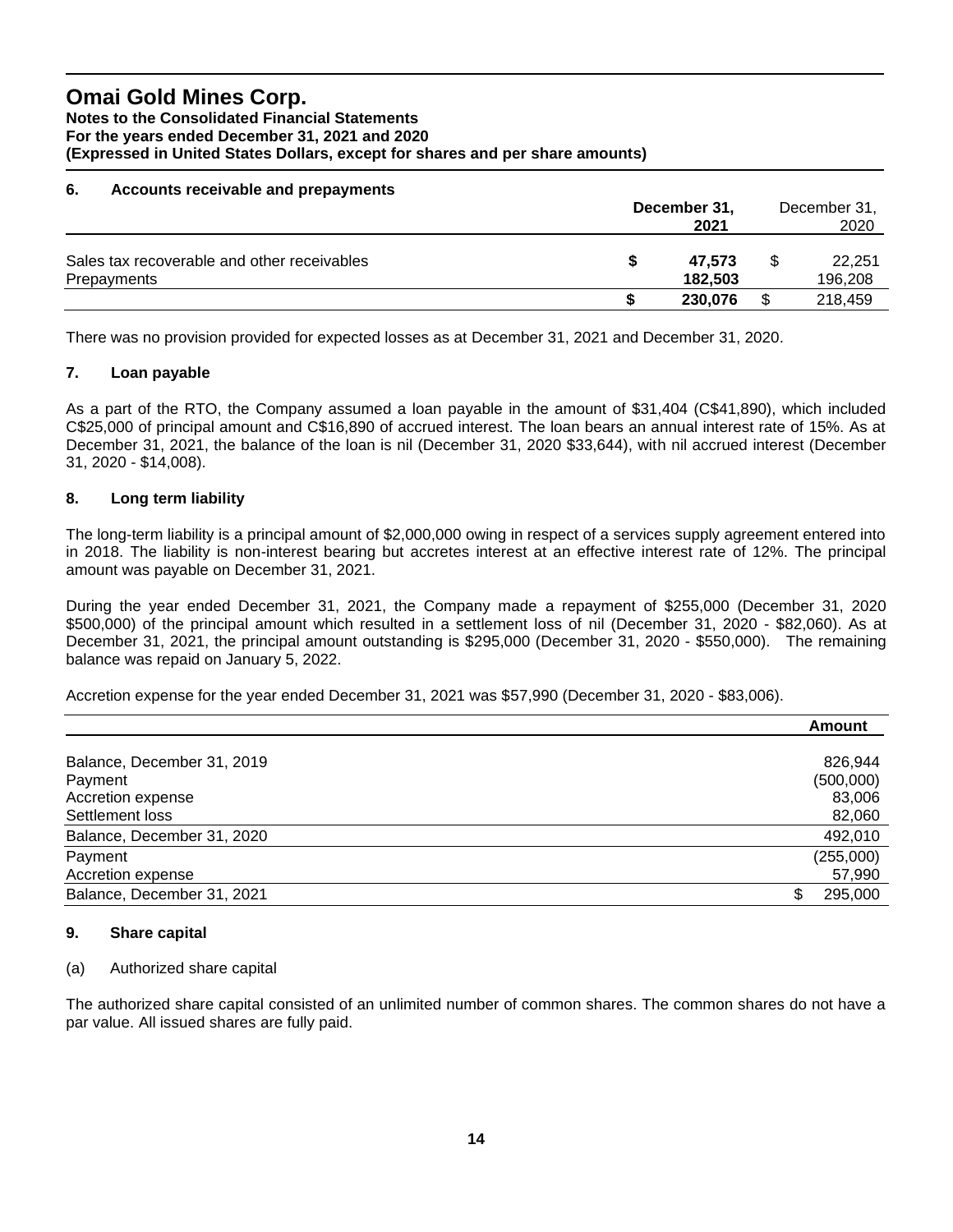# Omai Gold Mines Corp.

**Notes to the Consolidated Financial Statements**
**For the years ended December 31, 2021 and 2020**
**(Expressed in United States Dollars, except for shares and per share amounts)**

## 6. Accounts receivable and prepayments

| | **December 31, 2021** | December 31, 2020 |
|---|---|---|
| Sales tax recoverable and other receivables | **$ 47,573** | $ 22,251 |
| Prepayments | **182,503** | 196,208 |
| | **$ 230,076** | $ 218,459 |

There was no provision provided for expected losses as at December 31, 2021 and December 31, 2020.

## 7. Loan payable

As a part of the RTO, the Company assumed a loan payable in the amount of $31,404 (C$41,890), which included C$25,000 of principal amount and C$16,890 of accrued interest. The loan bears an annual interest rate of 15%. As at December 31, 2021, the balance of the loan is nil (December 31, 2020 $33,644), with nil accrued interest (December 31, 2020 - $14,008).

## 8. Long term liability

The long-term liability is a principal amount of $2,000,000 owing in respect of a services supply agreement entered into in 2018. The liability is non-interest bearing but accretes interest at an effective interest rate of 12%. The principal amount was payable on December 31, 2021.

During the year ended December 31, 2021, the Company made a repayment of $255,000 (December 31, 2020 $500,000) of the principal amount which resulted in a settlement loss of nil (December 31, 2020 - $82,060). As at December 31, 2021, the principal amount outstanding is $295,000 (December 31, 2020 - $550,000). The remaining balance was repaid on January 5, 2022.

Accretion expense for the year ended December 31, 2021 was $57,990 (December 31, 2020 - $83,006).

| | **Amount** |
|---|---|
| Balance, December 31, 2019 | 826,944 |
| Payment | (500,000) |
| Accretion expense | 83,006 |
| Settlement loss | 82,060 |
| Balance, December 31, 2020 | 492,010 |
| Payment | (255,000) |
| Accretion expense | 57,990 |
| Balance, December 31, 2021 | $ 295,000 |

## 9. Share capital

(a) Authorized share capital

The authorized share capital consisted of an unlimited number of common shares. The common shares do not have a par value. All issued shares are fully paid.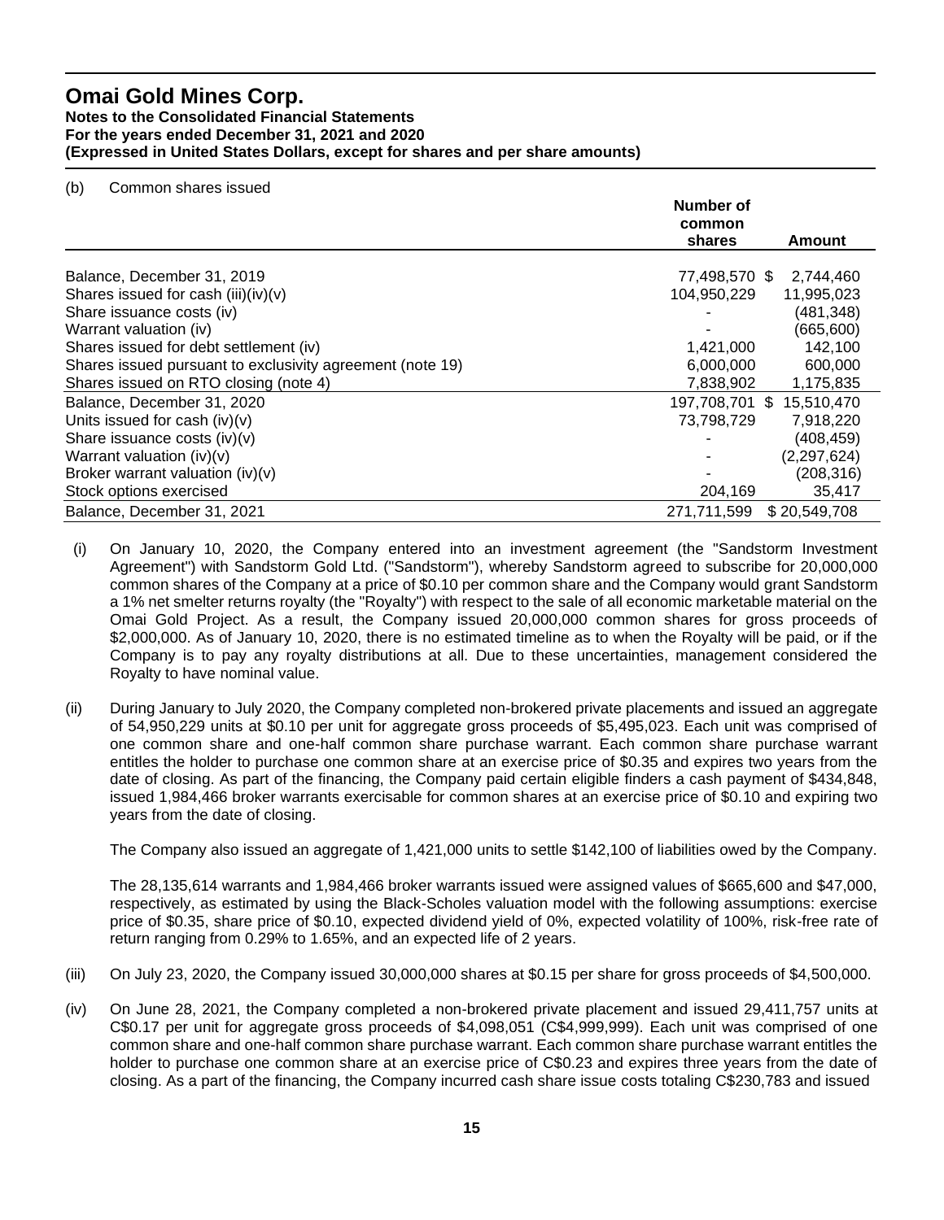(b) Common shares issued

| | Number of common shares | Amount |
|---|---|---|
| Balance, December 31, 2019 | 77,498,570 | $ 2,744,460 |
| Shares issued for cash (iii)(iv)(v) | 104,950,229 | 11,995,023 |
| Share issuance costs (iv) | - | (481,348) |
| Warrant valuation (iv) | - | (665,600) |
| Shares issued for debt settlement (iv) | 1,421,000 | 142,100 |
| Shares issued pursuant to exclusivity agreement (note 19) | 6,000,000 | 600,000 |
| Shares issued on RTO closing (note 4) | 7,838,902 | 1,175,835 |
| Balance, December 31, 2020 | 197,708,701 | $ 15,510,470 |
| Units issued for cash (iv)(v) | 73,798,729 | 7,918,220 |
| Share issuance costs (iv)(v) | - | (408,459) |
| Warrant valuation (iv)(v) | - | (2,297,624) |
| Broker warrant valuation (iv)(v) | - | (208,316) |
| Stock options exercised | 204,169 | 35,417 |
| Balance, December 31, 2021 | 271,711,599 | $ 20,549,708 |

(i) On January 10, 2020, the Company entered into an investment agreement (the "Sandstorm Investment Agreement") with Sandstorm Gold Ltd. ("Sandstorm"), whereby Sandstorm agreed to subscribe for 20,000,000 common shares of the Company at a price of $0.10 per common share and the Company would grant Sandstorm a 1% net smelter returns royalty (the "Royalty") with respect to the sale of all economic marketable material on the Omai Gold Project. As a result, the Company issued 20,000,000 common shares for gross proceeds of $2,000,000. As of January 10, 2020, there is no estimated timeline as to when the Royalty will be paid, or if the Company is to pay any royalty distributions at all. Due to these uncertainties, management considered the Royalty to have nominal value.

(ii) During January to July 2020, the Company completed non-brokered private placements and issued an aggregate of 54,950,229 units at $0.10 per unit for aggregate gross proceeds of $5,495,023. Each unit was comprised of one common share and one-half common share purchase warrant. Each common share purchase warrant entitles the holder to purchase one common share at an exercise price of $0.35 and expires two years from the date of closing. As part of the financing, the Company paid certain eligible finders a cash payment of $434,848, issued 1,984,466 broker warrants exercisable for common shares at an exercise price of $0.10 and expiring two years from the date of closing.

The Company also issued an aggregate of 1,421,000 units to settle $142,100 of liabilities owed by the Company.

The 28,135,614 warrants and 1,984,466 broker warrants issued were assigned values of $665,600 and $47,000, respectively, as estimated by using the Black-Scholes valuation model with the following assumptions: exercise price of $0.35, share price of $0.10, expected dividend yield of 0%, expected volatility of 100%, risk-free rate of return ranging from 0.29% to 1.65%, and an expected life of 2 years.

(iii) On July 23, 2020, the Company issued 30,000,000 shares at $0.15 per share for gross proceeds of $4,500,000.

(iv) On June 28, 2021, the Company completed a non-brokered private placement and issued 29,411,757 units at C$0.17 per unit for aggregate gross proceeds of $4,098,051 (C$4,999,999). Each unit was comprised of one common share and one-half common share purchase warrant. Each common share purchase warrant entitles the holder to purchase one common share at an exercise price of C$0.23 and expires three years from the date of closing. As a part of the financing, the Company incurred cash share issue costs totaling C$230,783 and issued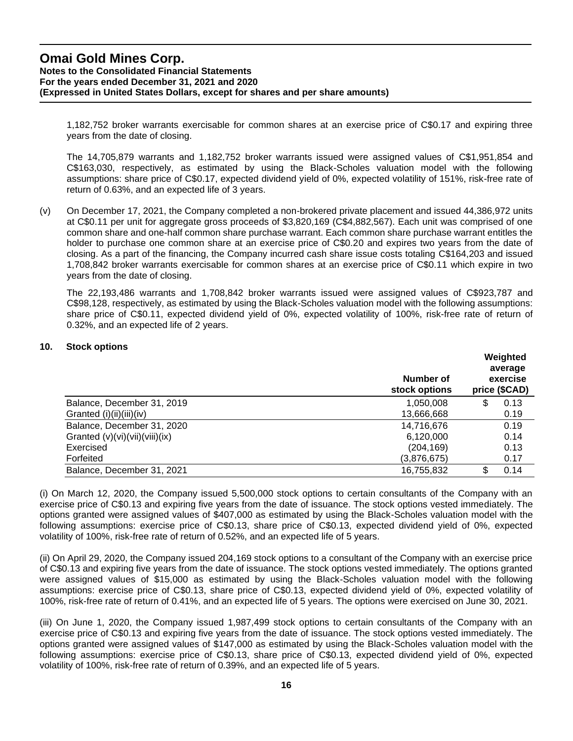1,182,752 broker warrants exercisable for common shares at an exercise price of C$0.17 and expiring three years from the date of closing.

The 14,705,879 warrants and 1,182,752 broker warrants issued were assigned values of C$1,951,854 and C$163,030, respectively, as estimated by using the Black-Scholes valuation model with the following assumptions: share price of C$0.17, expected dividend yield of 0%, expected volatility of 151%, risk-free rate of return of 0.63%, and an expected life of 3 years.

(v) On December 17, 2021, the Company completed a non-brokered private placement and issued 44,386,972 units at C$0.11 per unit for aggregate gross proceeds of $3,820,169 (C$4,882,567). Each unit was comprised of one common share and one-half common share purchase warrant. Each common share purchase warrant entitles the holder to purchase one common share at an exercise price of C$0.20 and expires two years from the date of closing. As a part of the financing, the Company incurred cash share issue costs totaling C$164,203 and issued 1,708,842 broker warrants exercisable for common shares at an exercise price of C$0.11 which expire in two years from the date of closing.

The 22,193,486 warrants and 1,708,842 broker warrants issued were assigned values of C$923,787 and C$98,128, respectively, as estimated by using the Black-Scholes valuation model with the following assumptions: share price of C$0.11, expected dividend yield of 0%, expected volatility of 100%, risk-free rate of return of 0.32%, and an expected life of 2 years.

## 10. Stock options

| | Number of stock options | Weighted average exercise price ($CAD) |
|---|---|---|
| Balance, December 31, 2019 | 1,050,008 | $ 0.13 |
| Granted (i)(ii)(iii)(iv) | 13,666,668 | 0.19 |
| Balance, December 31, 2020 | 14,716,676 | 0.19 |
| Granted (v)(vi)(vii)(viii)(ix) | 6,120,000 | 0.14 |
| Exercised | (204,169) | 0.13 |
| Forfeited | (3,876,675) | 0.17 |
| Balance, December 31, 2021 | 16,755,832 | $ 0.14 |

(i) On March 12, 2020, the Company issued 5,500,000 stock options to certain consultants of the Company with an exercise price of C$0.13 and expiring five years from the date of issuance. The stock options vested immediately. The options granted were assigned values of $407,000 as estimated by using the Black-Scholes valuation model with the following assumptions: exercise price of C$0.13, share price of C$0.13, expected dividend yield of 0%, expected volatility of 100%, risk-free rate of return of 0.52%, and an expected life of 5 years.

(ii) On April 29, 2020, the Company issued 204,169 stock options to a consultant of the Company with an exercise price of C$0.13 and expiring five years from the date of issuance. The stock options vested immediately. The options granted were assigned values of $15,000 as estimated by using the Black-Scholes valuation model with the following assumptions: exercise price of C$0.13, share price of C$0.13, expected dividend yield of 0%, expected volatility of 100%, risk-free rate of return of 0.41%, and an expected life of 5 years. The options were exercised on June 30, 2021.

(iii) On June 1, 2020, the Company issued 1,987,499 stock options to certain consultants of the Company with an exercise price of C$0.13 and expiring five years from the date of issuance. The stock options vested immediately. The options granted were assigned values of $147,000 as estimated by using the Black-Scholes valuation model with the following assumptions: exercise price of C$0.13, share price of C$0.13, expected dividend yield of 0%, expected volatility of 100%, risk-free rate of return of 0.39%, and an expected life of 5 years.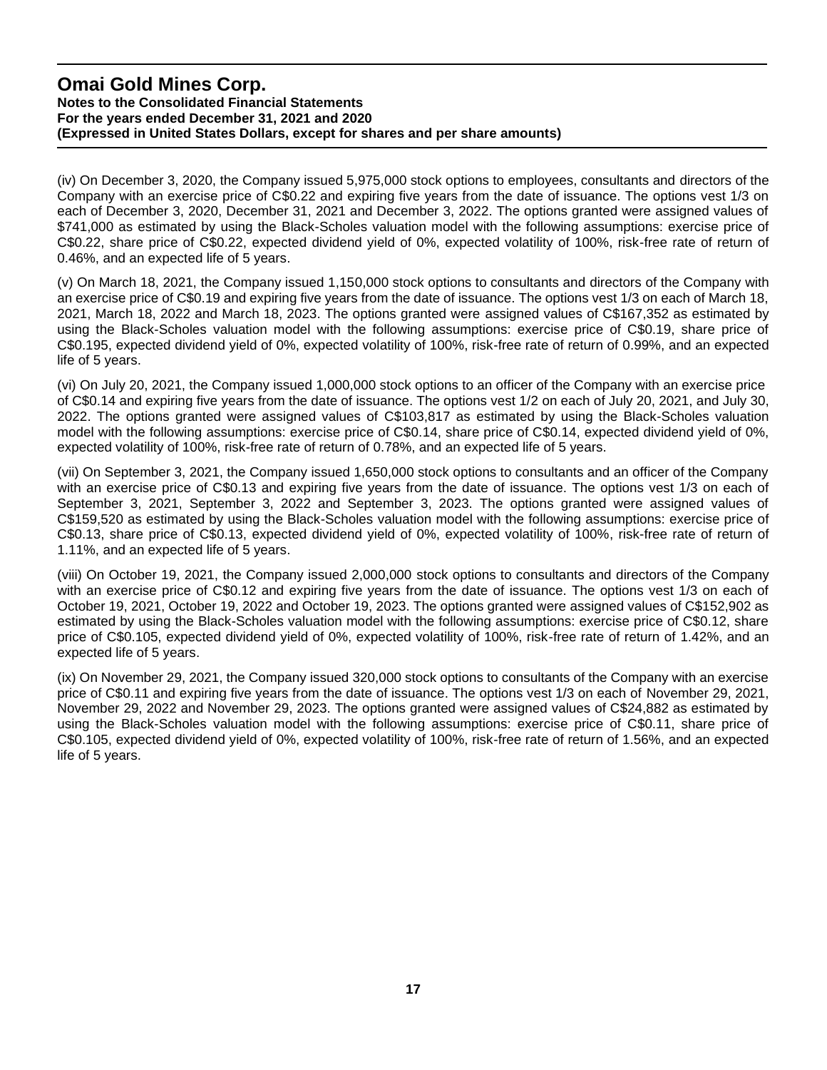(iv) On December 3, 2020, the Company issued 5,975,000 stock options to employees, consultants and directors of the Company with an exercise price of C$0.22 and expiring five years from the date of issuance. The options vest 1/3 on each of December 3, 2020, December 31, 2021 and December 3, 2022. The options granted were assigned values of $741,000 as estimated by using the Black-Scholes valuation model with the following assumptions: exercise price of C$0.22, share price of C$0.22, expected dividend yield of 0%, expected volatility of 100%, risk-free rate of return of 0.46%, and an expected life of 5 years.

(v) On March 18, 2021, the Company issued 1,150,000 stock options to consultants and directors of the Company with an exercise price of C$0.19 and expiring five years from the date of issuance. The options vest 1/3 on each of March 18, 2021, March 18, 2022 and March 18, 2023. The options granted were assigned values of C$167,352 as estimated by using the Black-Scholes valuation model with the following assumptions: exercise price of C$0.19, share price of C$0.195, expected dividend yield of 0%, expected volatility of 100%, risk-free rate of return of 0.99%, and an expected life of 5 years.

(vi) On July 20, 2021, the Company issued 1,000,000 stock options to an officer of the Company with an exercise price of C$0.14 and expiring five years from the date of issuance. The options vest 1/2 on each of July 20, 2021, and July 30, 2022. The options granted were assigned values of C$103,817 as estimated by using the Black-Scholes valuation model with the following assumptions: exercise price of C$0.14, share price of C$0.14, expected dividend yield of 0%, expected volatility of 100%, risk-free rate of return of 0.78%, and an expected life of 5 years.

(vii) On September 3, 2021, the Company issued 1,650,000 stock options to consultants and an officer of the Company with an exercise price of C$0.13 and expiring five years from the date of issuance. The options vest 1/3 on each of September 3, 2021, September 3, 2022 and September 3, 2023. The options granted were assigned values of C$159,520 as estimated by using the Black-Scholes valuation model with the following assumptions: exercise price of C$0.13, share price of C$0.13, expected dividend yield of 0%, expected volatility of 100%, risk-free rate of return of 1.11%, and an expected life of 5 years.

(viii) On October 19, 2021, the Company issued 2,000,000 stock options to consultants and directors of the Company with an exercise price of C$0.12 and expiring five years from the date of issuance. The options vest 1/3 on each of October 19, 2021, October 19, 2022 and October 19, 2023. The options granted were assigned values of C$152,902 as estimated by using the Black-Scholes valuation model with the following assumptions: exercise price of C$0.12, share price of C$0.105, expected dividend yield of 0%, expected volatility of 100%, risk-free rate of return of 1.42%, and an expected life of 5 years.

(ix) On November 29, 2021, the Company issued 320,000 stock options to consultants of the Company with an exercise price of C$0.11 and expiring five years from the date of issuance. The options vest 1/3 on each of November 29, 2021, November 29, 2022 and November 29, 2023. The options granted were assigned values of C$24,882 as estimated by using the Black-Scholes valuation model with the following assumptions: exercise price of C$0.11, share price of C$0.105, expected dividend yield of 0%, expected volatility of 100%, risk-free rate of return of 1.56%, and an expected life of 5 years.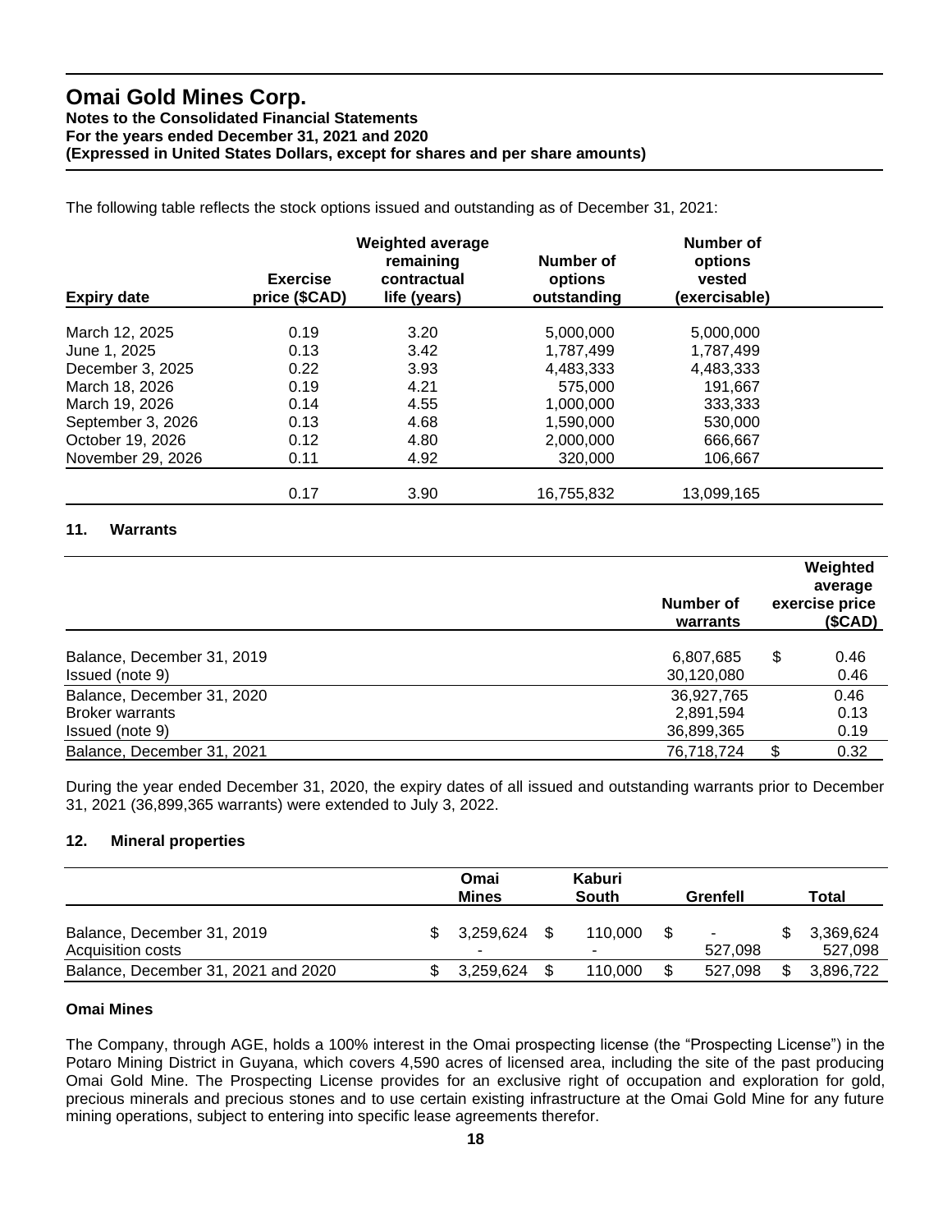The following table reflects the stock options issued and outstanding as of December 31, 2021:

| Expiry date | Exercise price ($CAD) | Weighted average remaining contractual life (years) | Number of options outstanding | Number of options vested (exercisable) |
|---|---|---|---|---|
| March 12, 2025 | 0.19 | 3.20 | 5,000,000 | 5,000,000 |
| June 1, 2025 | 0.13 | 3.42 | 1,787,499 | 1,787,499 |
| December 3, 2025 | 0.22 | 3.93 | 4,483,333 | 4,483,333 |
| March 18, 2026 | 0.19 | 4.21 | 575,000 | 191,667 |
| March 19, 2026 | 0.14 | 4.55 | 1,000,000 | 333,333 |
| September 3, 2026 | 0.13 | 4.68 | 1,590,000 | 530,000 |
| October 19, 2026 | 0.12 | 4.80 | 2,000,000 | 666,667 |
| November 29, 2026 | 0.11 | 4.92 | 320,000 | 106,667 |
| | 0.17 | 3.90 | 16,755,832 | 13,099,165 |

## 11. Warrants

| | Number of warrants | Weighted average exercise price ($CAD) |
|---|---|---|
| Balance, December 31, 2019 | 6,807,685 | $ 0.46 |
| Issued (note 9) | 30,120,080 | 0.46 |
| Balance, December 31, 2020 | 36,927,765 | 0.46 |
| Broker warrants | 2,891,594 | 0.13 |
| Issued (note 9) | 36,899,365 | 0.19 |
| Balance, December 31, 2021 | 76,718,724 | $ 0.32 |

During the year ended December 31, 2020, the expiry dates of all issued and outstanding warrants prior to December 31, 2021 (36,899,365 warrants) were extended to July 3, 2022.

## 12. Mineral properties

| | Omai Mines | Kaburi South | Grenfell | Total |
|---|---|---|---|---|
| Balance, December 31, 2019 | $ 3,259,624 | $ 110,000 | $ - | $ 3,369,624 |
| Acquisition costs | - | - | 527,098 | 527,098 |
| Balance, December 31, 2021 and 2020 | $ 3,259,624 | $ 110,000 | $ 527,098 | $ 3,896,722 |

### Omai Mines

The Company, through AGE, holds a 100% interest in the Omai prospecting license (the "Prospecting License") in the Potaro Mining District in Guyana, which covers 4,590 acres of licensed area, including the site of the past producing Omai Gold Mine. The Prospecting License provides for an exclusive right of occupation and exploration for gold, precious minerals and precious stones and to use certain existing infrastructure at the Omai Gold Mine for any future mining operations, subject to entering into specific lease agreements therefor.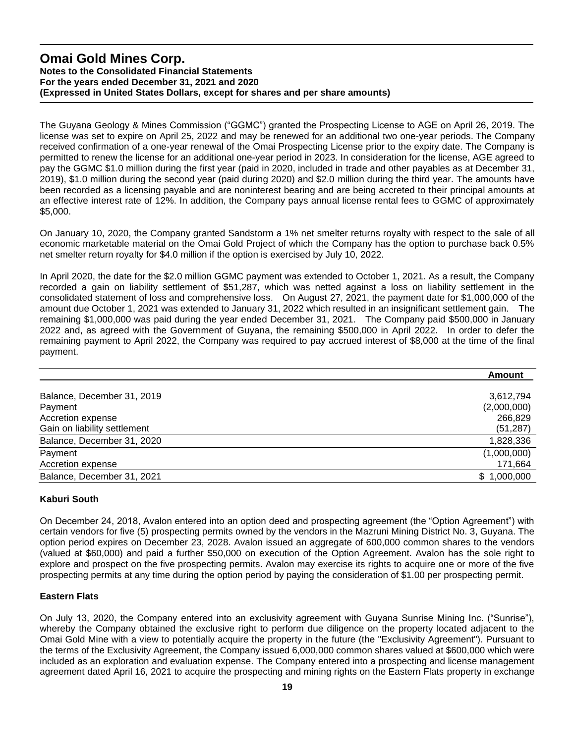The Guyana Geology & Mines Commission ("GGMC") granted the Prospecting License to AGE on April 26, 2019. The license was set to expire on April 25, 2022 and may be renewed for an additional two one-year periods. The Company received confirmation of a one-year renewal of the Omai Prospecting License prior to the expiry date. The Company is permitted to renew the license for an additional one-year period in 2023. In consideration for the license, AGE agreed to pay the GGMC $1.0 million during the first year (paid in 2020, included in trade and other payables as at December 31, 2019), $1.0 million during the second year (paid during 2020) and $2.0 million during the third year. The amounts have been recorded as a licensing payable and are noninterest bearing and are being accreted to their principal amounts at an effective interest rate of 12%. In addition, the Company pays annual license rental fees to GGMC of approximately $5,000.

On January 10, 2020, the Company granted Sandstorm a 1% net smelter returns royalty with respect to the sale of all economic marketable material on the Omai Gold Project of which the Company has the option to purchase back 0.5% net smelter return royalty for $4.0 million if the option is exercised by July 10, 2022.

In April 2020, the date for the $2.0 million GGMC payment was extended to October 1, 2021. As a result, the Company recorded a gain on liability settlement of $51,287, which was netted against a loss on liability settlement in the consolidated statement of loss and comprehensive loss. On August 27, 2021, the payment date for $1,000,000 of the amount due October 1, 2021 was extended to January 31, 2022 which resulted in an insignificant settlement gain. The remaining $1,000,000 was paid during the year ended December 31, 2021. The Company paid $500,000 in January 2022 and, as agreed with the Government of Guyana, the remaining $500,000 in April 2022. In order to defer the remaining payment to April 2022, the Company was required to pay accrued interest of $8,000 at the time of the final payment.

| | Amount |
|---|---:|
| Balance, December 31, 2019 | 3,612,794 |
| Payment | (2,000,000) |
| Accretion expense | 266,829 |
| Gain on liability settlement | (51,287) |
| Balance, December 31, 2020 | 1,828,336 |
| Payment | (1,000,000) |
| Accretion expense | 171,664 |
| Balance, December 31, 2021 | $ 1,000,000 |

**Kaburi South**

On December 24, 2018, Avalon entered into an option deed and prospecting agreement (the "Option Agreement") with certain vendors for five (5) prospecting permits owned by the vendors in the Mazruni Mining District No. 3, Guyana. The option period expires on December 23, 2028. Avalon issued an aggregate of 600,000 common shares to the vendors (valued at $60,000) and paid a further $50,000 on execution of the Option Agreement. Avalon has the sole right to explore and prospect on the five prospecting permits. Avalon may exercise its rights to acquire one or more of the five prospecting permits at any time during the option period by paying the consideration of $1.00 per prospecting permit.

**Eastern Flats**

On July 13, 2020, the Company entered into an exclusivity agreement with Guyana Sunrise Mining Inc. ("Sunrise"), whereby the Company obtained the exclusive right to perform due diligence on the property located adjacent to the Omai Gold Mine with a view to potentially acquire the property in the future (the "Exclusivity Agreement"). Pursuant to the terms of the Exclusivity Agreement, the Company issued 6,000,000 common shares valued at $600,000 which were included as an exploration and evaluation expense. The Company entered into a prospecting and license management agreement dated April 16, 2021 to acquire the prospecting and mining rights on the Eastern Flats property in exchange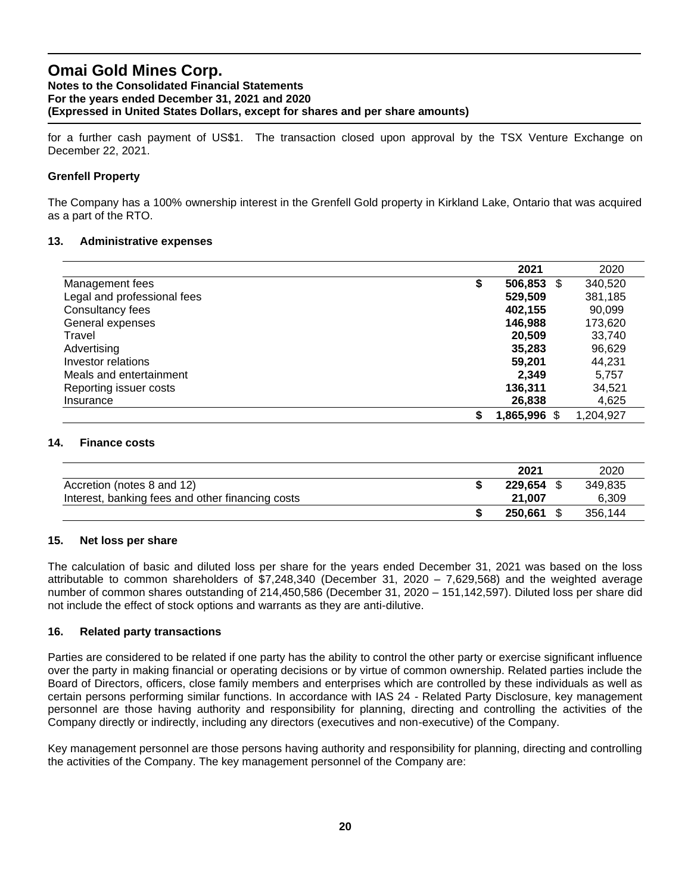for a further cash payment of US$1. The transaction closed upon approval by the TSX Venture Exchange on December 22, 2021.

**Grenfell Property**

The Company has a 100% ownership interest in the Grenfell Gold property in Kirkland Lake, Ontario that was acquired as a part of the RTO.

### 13. Administrative expenses

| | 2021 | 2020 |
|---|---|---|
| Management fees | **$ 506,853** | $ 340,520 |
| Legal and professional fees | **529,509** | 381,185 |
| Consultancy fees | **402,155** | 90,099 |
| General expenses | **146,988** | 173,620 |
| Travel | **20,509** | 33,740 |
| Advertising | **35,283** | 96,629 |
| Investor relations | **59,201** | 44,231 |
| Meals and entertainment | **2,349** | 5,757 |
| Reporting issuer costs | **136,311** | 34,521 |
| Insurance | **26,838** | 4,625 |
| | **$ 1,865,996** | $ 1,204,927 |

### 14. Finance costs

| | 2021 | 2020 |
|---|---|---|
| Accretion (notes 8 and 12) | **$ 229,654** | $ 349,835 |
| Interest, banking fees and other financing costs | **21,007** | 6,309 |
| | **$ 250,661** | $ 356,144 |

### 15. Net loss per share

The calculation of basic and diluted loss per share for the years ended December 31, 2021 was based on the loss attributable to common shareholders of $7,248,340 (December 31, 2020 – 7,629,568) and the weighted average number of common shares outstanding of 214,450,586 (December 31, 2020 – 151,142,597). Diluted loss per share did not include the effect of stock options and warrants as they are anti-dilutive.

### 16. Related party transactions

Parties are considered to be related if one party has the ability to control the other party or exercise significant influence over the party in making financial or operating decisions or by virtue of common ownership. Related parties include the Board of Directors, officers, close family members and enterprises which are controlled by these individuals as well as certain persons performing similar functions. In accordance with IAS 24 - Related Party Disclosure, key management personnel are those having authority and responsibility for planning, directing and controlling the activities of the Company directly or indirectly, including any directors (executives and non-executive) of the Company.

Key management personnel are those persons having authority and responsibility for planning, directing and controlling the activities of the Company. The key management personnel of the Company are: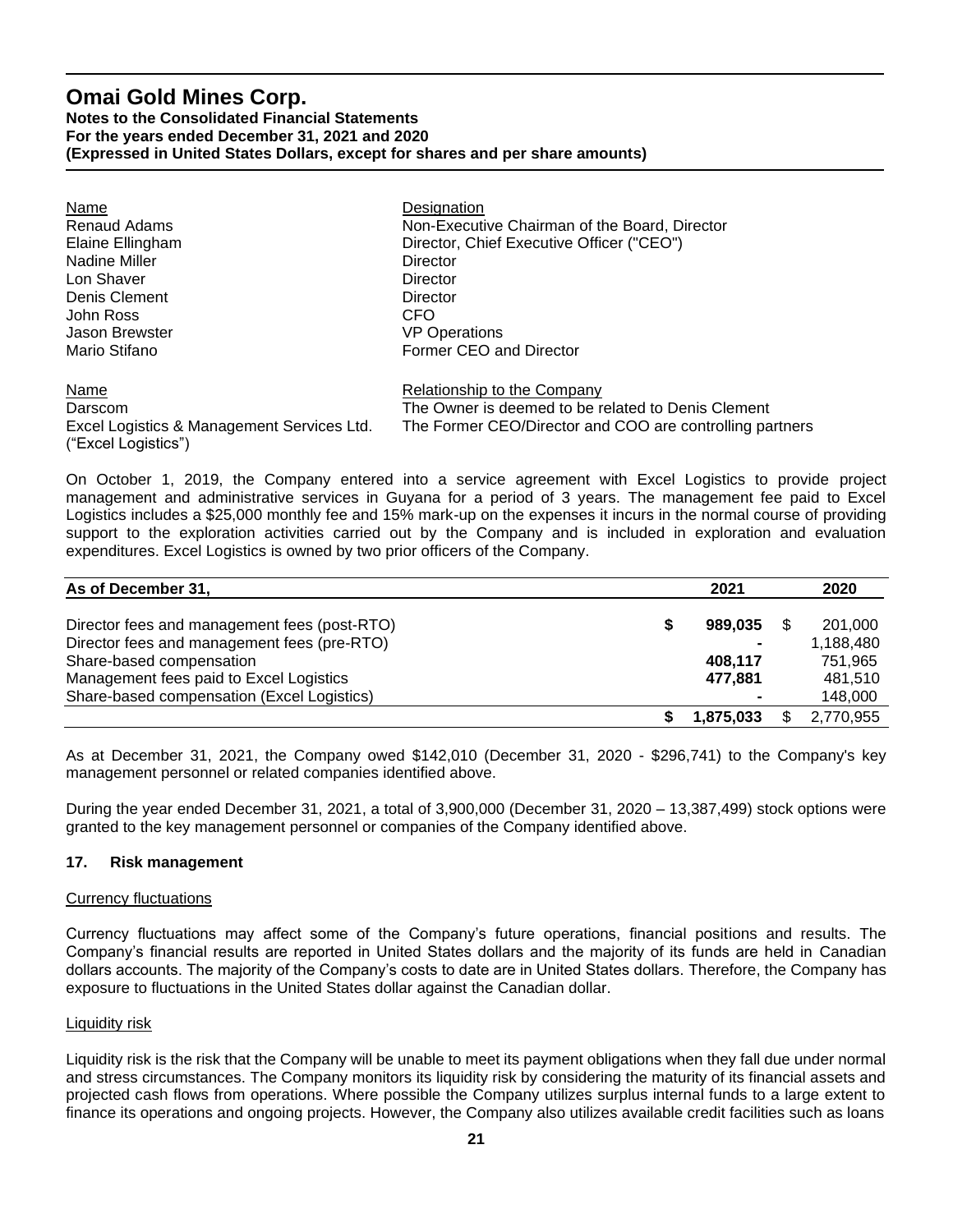| Name | Designation |
|---|---|
| Renaud Adams | Non-Executive Chairman of the Board, Director |
| Elaine Ellingham | Director, Chief Executive Officer ("CEO") |
| Nadine Miller | Director |
| Lon Shaver | Director |
| Denis Clement | Director |
| John Ross | CFO |
| Jason Brewster | VP Operations |
| Mario Stifano | Former CEO and Director |

| Name | Relationship to the Company |
|---|---|
| Darscom | The Owner is deemed to be related to Denis Clement |
| Excel Logistics & Management Services Ltd. ("Excel Logistics") | The Former CEO/Director and COO are controlling partners |

On October 1, 2019, the Company entered into a service agreement with Excel Logistics to provide project management and administrative services in Guyana for a period of 3 years. The management fee paid to Excel Logistics includes a $25,000 monthly fee and 15% mark-up on the expenses it incurs in the normal course of providing support to the exploration activities carried out by the Company and is included in exploration and evaluation expenditures. Excel Logistics is owned by two prior officers of the Company.

| As of December 31, | 2021 | 2020 |
|---|---|---|
| Director fees and management fees (post-RTO) | $ **989,035** | $ 201,000 |
| Director fees and management fees (pre-RTO) | **-** | 1,188,480 |
| Share-based compensation | **408,117** | 751,965 |
| Management fees paid to Excel Logistics | **477,881** | 481,510 |
| Share-based compensation (Excel Logistics) | **-** | 148,000 |
| | $ **1,875,033** | $ 2,770,955 |

As at December 31, 2021, the Company owed $142,010 (December 31, 2020 - $296,741) to the Company's key management personnel or related companies identified above.

During the year ended December 31, 2021, a total of 3,900,000 (December 31, 2020 – 13,387,499) stock options were granted to the key management personnel or companies of the Company identified above.

## 17. Risk management

### Currency fluctuations

Currency fluctuations may affect some of the Company's future operations, financial positions and results. The Company's financial results are reported in United States dollars and the majority of its funds are held in Canadian dollars accounts. The majority of the Company's costs to date are in United States dollars. Therefore, the Company has exposure to fluctuations in the United States dollar against the Canadian dollar.

### Liquidity risk

Liquidity risk is the risk that the Company will be unable to meet its payment obligations when they fall due under normal and stress circumstances. The Company monitors its liquidity risk by considering the maturity of its financial assets and projected cash flows from operations. Where possible the Company utilizes surplus internal funds to a large extent to finance its operations and ongoing projects. However, the Company also utilizes available credit facilities such as loans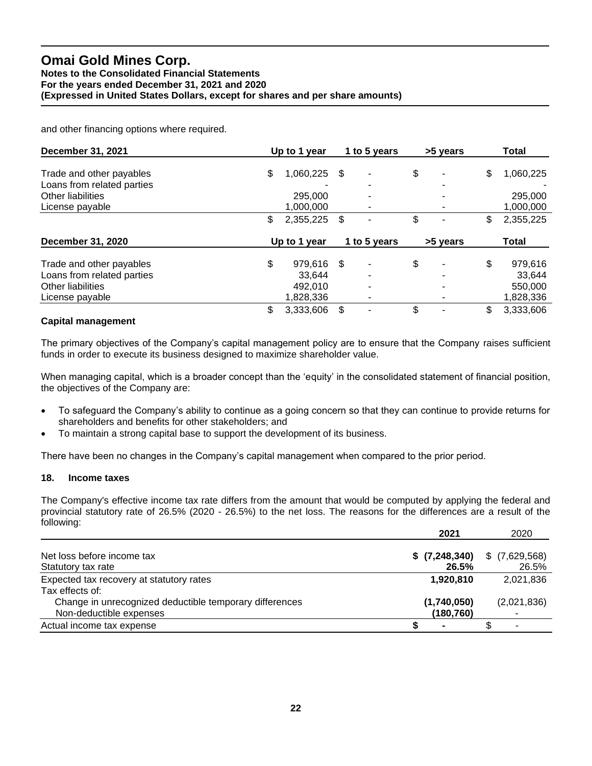and other financing options where required.

| December 31, 2021 | Up to 1 year | 1 to 5 years | >5 years | Total |
|---|---|---|---|---|
| Trade and other payables | $ 1,060,225 | $ - | $ - | $ 1,060,225 |
| Loans from related parties | - | - | - | - |
| Other liabilities | 295,000 | - | - | 295,000 |
| License payable | 1,000,000 | - | - | 1,000,000 |
| | $ 2,355,225 | $ - | $ - | $ 2,355,225 |

| December 31, 2020 | Up to 1 year | 1 to 5 years | >5 years | Total |
|---|---|---|---|---|
| Trade and other payables | $ 979,616 | $ - | $ - | $ 979,616 |
| Loans from related parties | 33,644 | - | - | 33,644 |
| Other liabilities | 492,010 | - | - | 550,000 |
| License payable | 1,828,336 | - | - | 1,828,336 |
| | $ 3,333,606 | $ - | $ - | $ 3,333,606 |

**Capital management**

The primary objectives of the Company's capital management policy are to ensure that the Company raises sufficient funds in order to execute its business designed to maximize shareholder value.

When managing capital, which is a broader concept than the 'equity' in the consolidated statement of financial position, the objectives of the Company are:

- To safeguard the Company's ability to continue as a going concern so that they can continue to provide returns for shareholders and benefits for other stakeholders; and
- To maintain a strong capital base to support the development of its business.

There have been no changes in the Company's capital management when compared to the prior period.

## 18. Income taxes

The Company's effective income tax rate differs from the amount that would be computed by applying the federal and provincial statutory rate of 26.5% (2020 - 26.5%) to the net loss. The reasons for the differences are a result of the following:

| | 2021 | 2020 |
|---|---|---|
| Net loss before income tax | **$ (7,248,340)** | $ (7,629,568) |
| Statutory tax rate | **26.5%** | 26.5% |
| Expected tax recovery at statutory rates | **1,920,810** | 2,021,836 |
| Tax effects of: | | |
| Change in unrecognized deductible temporary differences | **(1,740,050)** | (2,021,836) |
| Non-deductible expenses | **(180,760)** | - |
| Actual income tax expense | **$ -** | $ - |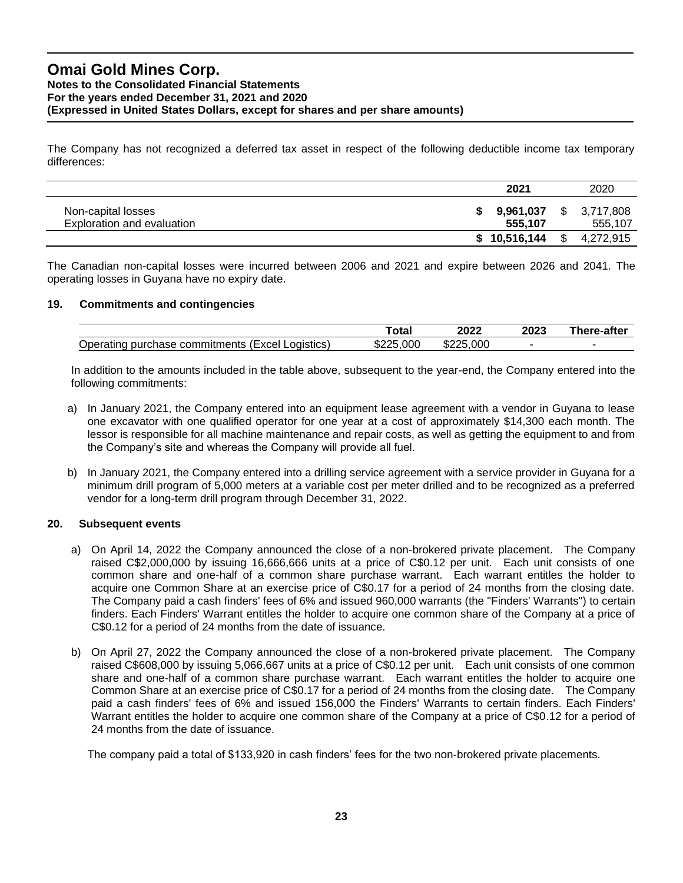The Company has not recognized a deferred tax asset in respect of the following deductible income tax temporary differences:

| | 2021 | 2020 |
|---|---|---|
| Non-capital losses | **$ 9,961,037** | $ 3,717,808 |
| Exploration and evaluation | **555,107** | 555,107 |
| | **$ 10,516,144** | $ 4,272,915 |

The Canadian non-capital losses were incurred between 2006 and 2021 and expire between 2026 and 2041. The operating losses in Guyana have no expiry date.

## 19. Commitments and contingencies

| | Total | 2022 | 2023 | There-after |
|---|---|---|---|---|
| Operating purchase commitments (Excel Logistics) | $225,000 | $225,000 | - | - |

In addition to the amounts included in the table above, subsequent to the year-end, the Company entered into the following commitments:

a) In January 2021, the Company entered into an equipment lease agreement with a vendor in Guyana to lease one excavator with one qualified operator for one year at a cost of approximately $14,300 each month. The lessor is responsible for all machine maintenance and repair costs, as well as getting the equipment to and from the Company's site and whereas the Company will provide all fuel.

b) In January 2021, the Company entered into a drilling service agreement with a service provider in Guyana for a minimum drill program of 5,000 meters at a variable cost per meter drilled and to be recognized as a preferred vendor for a long-term drill program through December 31, 2022.

## 20. Subsequent events

a) On April 14, 2022 the Company announced the close of a non-brokered private placement. The Company raised C$2,000,000 by issuing 16,666,666 units at a price of C$0.12 per unit. Each unit consists of one common share and one-half of a common share purchase warrant. Each warrant entitles the holder to acquire one Common Share at an exercise price of C$0.17 for a period of 24 months from the closing date. The Company paid a cash finders' fees of 6% and issued 960,000 warrants (the "Finders' Warrants") to certain finders. Each Finders' Warrant entitles the holder to acquire one common share of the Company at a price of C$0.12 for a period of 24 months from the date of issuance.

b) On April 27, 2022 the Company announced the close of a non-brokered private placement. The Company raised C$608,000 by issuing 5,066,667 units at a price of C$0.12 per unit. Each unit consists of one common share and one-half of a common share purchase warrant. Each warrant entitles the holder to acquire one Common Share at an exercise price of C$0.17 for a period of 24 months from the closing date. The Company paid a cash finders' fees of 6% and issued 156,000 the Finders' Warrants to certain finders. Each Finders' Warrant entitles the holder to acquire one common share of the Company at a price of C$0.12 for a period of 24 months from the date of issuance.

The company paid a total of $133,920 in cash finders' fees for the two non-brokered private placements.